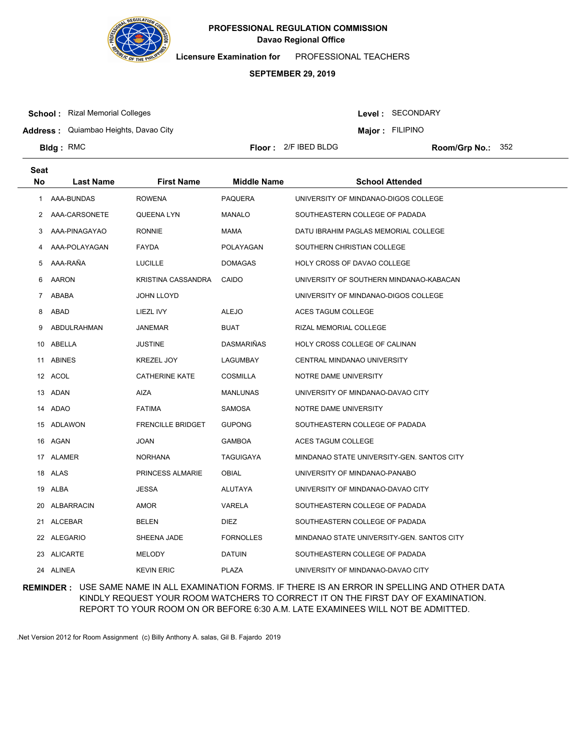**PROFESSIONAL REGULATION COMMISSION**
**Davao Regional Office**

**Licensure Examination for** PROFESSIONAL TEACHERS

**SEPTEMBER 29, 2019**

**School :** Rizal Memorial Colleges
**Address :** Quiambao Heights, Davao City
**Bldg :** RMC
**Floor :** 2/F IBED BLDG
**Level :** SECONDARY
**Major :** FILIPINO
**Room/Grp No.:** 352

| Seat No | Last Name | First Name | Middle Name | School Attended |
|---|---|---|---|---|
| 1 | AAA-BUNDAS | ROWENA | PAQUERA | UNIVERSITY OF MINDANAO-DIGOS COLLEGE |
| 2 | AAA-CARSONETE | QUEENA LYN | MANALO | SOUTHEASTERN COLLEGE OF PADADA |
| 3 | AAA-PINAGAYAO | RONNIE | MAMA | DATU IBRAHIM PAGLAS MEMORIAL COLLEGE |
| 4 | AAA-POLAYAGAN | FAYDA | POLAYAGAN | SOUTHERN CHRISTIAN COLLEGE |
| 5 | AAA-RAÑA | LUCILLE | DOMAGAS | HOLY CROSS OF DAVAO COLLEGE |
| 6 | AARON | KRISTINA CASSANDRA | CAIDO | UNIVERSITY OF SOUTHERN MINDANAO-KABACAN |
| 7 | ABABA | JOHN LLOYD | | UNIVERSITY OF MINDANAO-DIGOS COLLEGE |
| 8 | ABAD | LIEZL IVY | ALEJO | ACES TAGUM COLLEGE |
| 9 | ABDULRAHMAN | JANEMAR | BUAT | RIZAL MEMORIAL COLLEGE |
| 10 | ABELLA | JUSTINE | DASMARIÑAS | HOLY CROSS COLLEGE OF CALINAN |
| 11 | ABINES | KREZEL JOY | LAGUMBAY | CENTRAL MINDANAO UNIVERSITY |
| 12 | ACOL | CATHERINE KATE | COSMILLA | NOTRE DAME UNIVERSITY |
| 13 | ADAN | AIZA | MANLUNAS | UNIVERSITY OF MINDANAO-DAVAO CITY |
| 14 | ADAO | FATIMA | SAMOSA | NOTRE DAME UNIVERSITY |
| 15 | ADLAWON | FRENCILLE BRIDGET | GUPONG | SOUTHEASTERN COLLEGE OF PADADA |
| 16 | AGAN | JOAN | GAMBOA | ACES TAGUM COLLEGE |
| 17 | ALAMER | NORHANA | TAGUIGAYA | MINDANAO STATE UNIVERSITY-GEN. SANTOS CITY |
| 18 | ALAS | PRINCESS ALMARIE | OBIAL | UNIVERSITY OF MINDANAO-PANABO |
| 19 | ALBA | JESSA | ALUTAYA | UNIVERSITY OF MINDANAO-DAVAO CITY |
| 20 | ALBARRACIN | AMOR | VARELA | SOUTHEASTERN COLLEGE OF PADADA |
| 21 | ALCEBAR | BELEN | DIEZ | SOUTHEASTERN COLLEGE OF PADADA |
| 22 | ALEGARIO | SHEENA JADE | FORNOLLES | MINDANAO STATE UNIVERSITY-GEN. SANTOS CITY |
| 23 | ALICARTE | MELODY | DATUIN | SOUTHEASTERN COLLEGE OF PADADA |
| 24 | ALINEA | KEVIN ERIC | PLAZA | UNIVERSITY OF MINDANAO-DAVAO CITY |

**REMINDER :** USE SAME NAME IN ALL EXAMINATION FORMS. IF THERE IS AN ERROR IN SPELLING AND OTHER DATA KINDLY REQUEST YOUR ROOM WATCHERS TO CORRECT IT ON THE FIRST DAY OF EXAMINATION. REPORT TO YOUR ROOM ON OR BEFORE 6:30 A.M. LATE EXAMINEES WILL NOT BE ADMITTED.

.Net Version 2012 for Room Assignment (c) Billy Anthony A. salas, Gil B. Fajardo 2019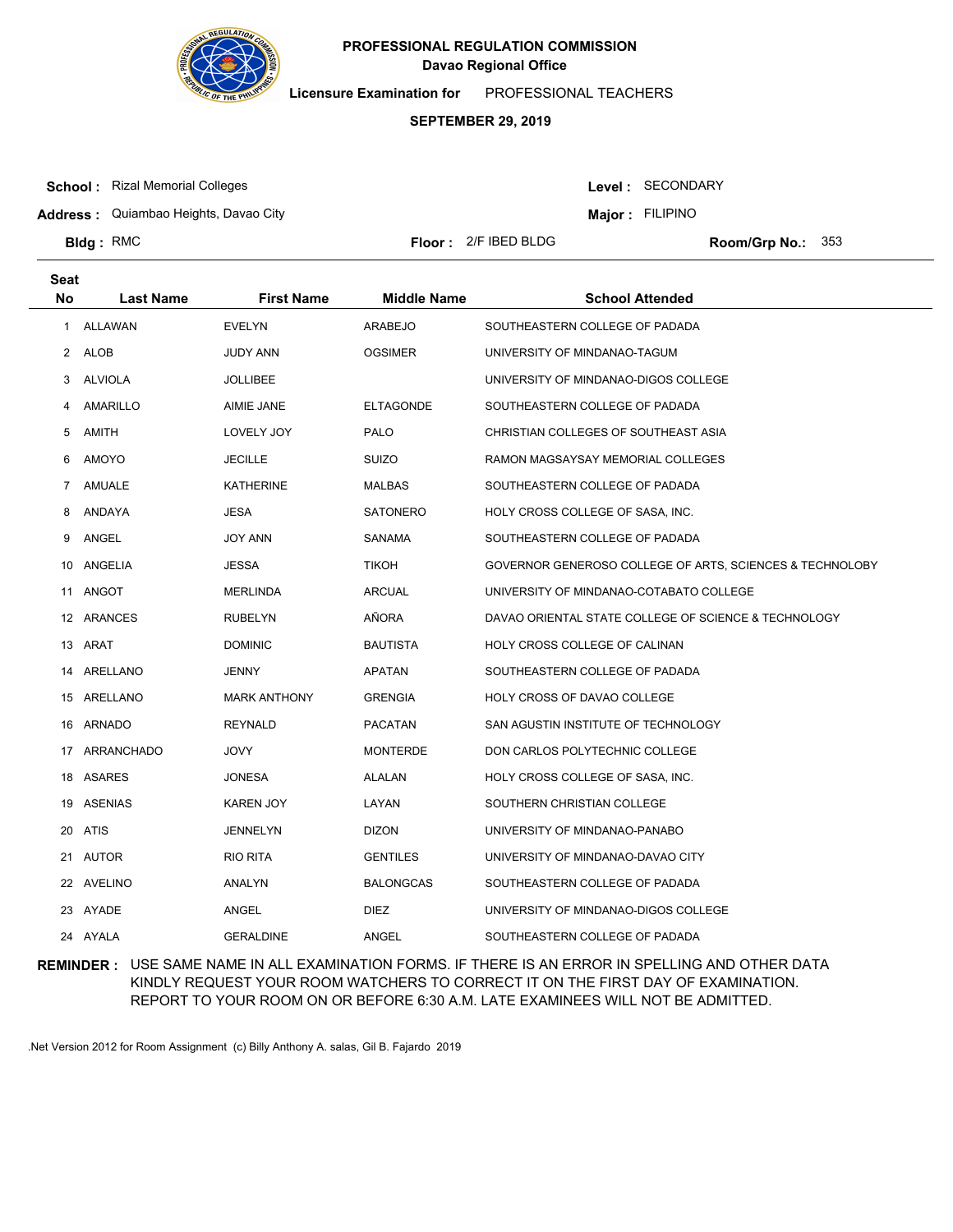**PROFESSIONAL REGULATION COMMISSION**
**Davao Regional Office**

**Licensure Examination for** PROFESSIONAL TEACHERS

**SEPTEMBER 29, 2019**

**School :** Rizal Memorial Colleges
**Address :** Quiambao Heights, Davao City
**Bldg :** RMC
**Floor :** 2/F IBED BLDG
**Level :** SECONDARY
**Major :** FILIPINO
**Room/Grp No.:** 353

| Seat No | Last Name | First Name | Middle Name | School Attended |
|---|---|---|---|---|
| 1 | ALLAWAN | EVELYN | ARABEJO | SOUTHEASTERN COLLEGE OF PADADA |
| 2 | ALOB | JUDY ANN | OGSIMER | UNIVERSITY OF MINDANAO-TAGUM |
| 3 | ALVIOLA | JOLLIBEE | | UNIVERSITY OF MINDANAO-DIGOS COLLEGE |
| 4 | AMARILLO | AIMIE JANE | ELTAGONDE | SOUTHEASTERN COLLEGE OF PADADA |
| 5 | AMITH | LOVELY JOY | PALO | CHRISTIAN COLLEGES OF SOUTHEAST ASIA |
| 6 | AMOYO | JECILLE | SUIZO | RAMON MAGSAYSAY MEMORIAL COLLEGES |
| 7 | AMUALE | KATHERINE | MALBAS | SOUTHEASTERN COLLEGE OF PADADA |
| 8 | ANDAYA | JESA | SATONERO | HOLY CROSS COLLEGE OF SASA, INC. |
| 9 | ANGEL | JOY ANN | SANAMA | SOUTHEASTERN COLLEGE OF PADADA |
| 10 | ANGELIA | JESSA | TIKOH | GOVERNOR GENEROSO COLLEGE OF ARTS, SCIENCES & TECHNOLOBY |
| 11 | ANGOT | MERLINDA | ARCUAL | UNIVERSITY OF MINDANAO-COTABATO COLLEGE |
| 12 | ARANCES | RUBELYN | AÑORA | DAVAO ORIENTAL STATE COLLEGE OF SCIENCE & TECHNOLOGY |
| 13 | ARAT | DOMINIC | BAUTISTA | HOLY CROSS COLLEGE OF CALINAN |
| 14 | ARELLANO | JENNY | APATAN | SOUTHEASTERN COLLEGE OF PADADA |
| 15 | ARELLANO | MARK ANTHONY | GRENGIA | HOLY CROSS OF DAVAO COLLEGE |
| 16 | ARNADO | REYNALD | PACATAN | SAN AGUSTIN INSTITUTE OF TECHNOLOGY |
| 17 | ARRANCHADO | JOVY | MONTERDE | DON CARLOS POLYTECHNIC COLLEGE |
| 18 | ASARES | JONESA | ALALAN | HOLY CROSS COLLEGE OF SASA, INC. |
| 19 | ASENIAS | KAREN JOY | LAYAN | SOUTHERN CHRISTIAN COLLEGE |
| 20 | ATIS | JENNELYN | DIZON | UNIVERSITY OF MINDANAO-PANABO |
| 21 | AUTOR | RIO RITA | GENTILES | UNIVERSITY OF MINDANAO-DAVAO CITY |
| 22 | AVELINO | ANALYN | BALONGCAS | SOUTHEASTERN COLLEGE OF PADADA |
| 23 | AYADE | ANGEL | DIEZ | UNIVERSITY OF MINDANAO-DIGOS COLLEGE |
| 24 | AYALA | GERALDINE | ANGEL | SOUTHEASTERN COLLEGE OF PADADA |

**REMINDER :** USE SAME NAME IN ALL EXAMINATION FORMS. IF THERE IS AN ERROR IN SPELLING AND OTHER DATA KINDLY REQUEST YOUR ROOM WATCHERS TO CORRECT IT ON THE FIRST DAY OF EXAMINATION. REPORT TO YOUR ROOM ON OR BEFORE 6:30 A.M. LATE EXAMINEES WILL NOT BE ADMITTED.

.Net Version 2012 for Room Assignment (c) Billy Anthony A. salas, Gil B. Fajardo 2019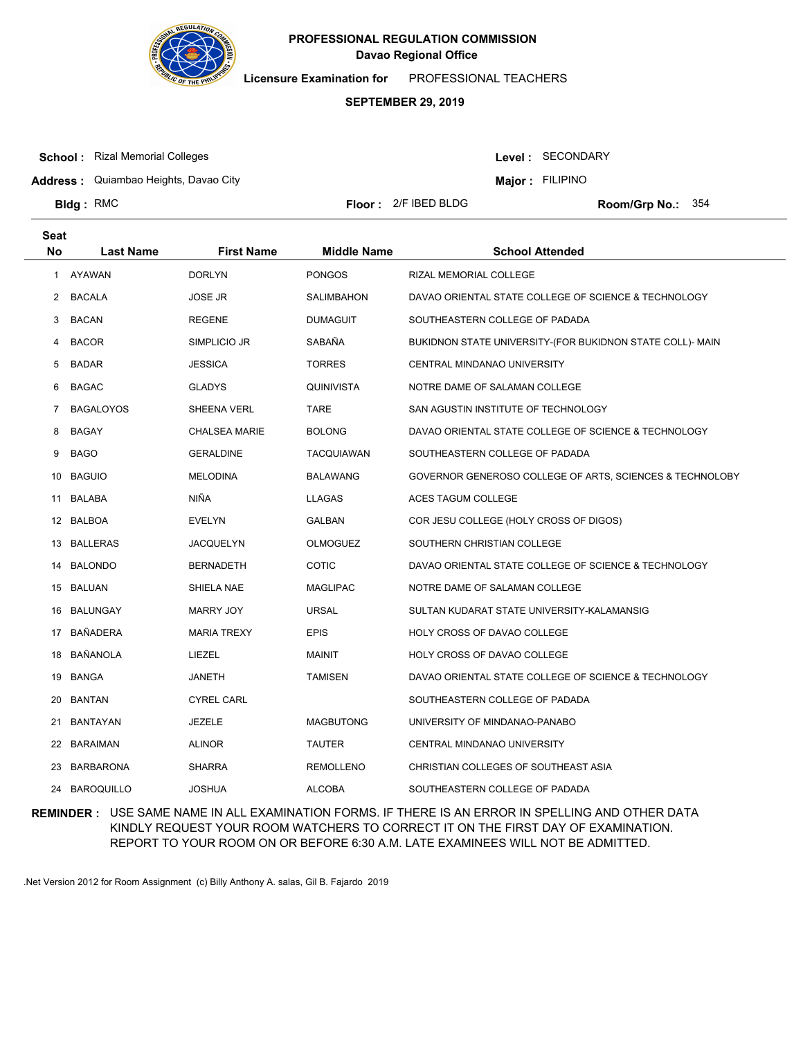**PROFESSIONAL REGULATION COMMISSION**
**Davao Regional Office**

**Licensure Examination for** PROFESSIONAL TEACHERS

**SEPTEMBER 29, 2019**

**School :** Rizal Memorial Colleges
**Address :** Quiambao Heights, Davao City
**Bldg :** RMC
**Floor :** 2/F IBED BLDG
**Level :** SECONDARY
**Major :** FILIPINO
**Room/Grp No.:** 354

| Seat No | Last Name | First Name | Middle Name | School Attended |
|---|---|---|---|---|
| 1 | AYAWAN | DORLYN | PONGOS | RIZAL MEMORIAL COLLEGE |
| 2 | BACALA | JOSE JR | SALIMBAHON | DAVAO ORIENTAL STATE COLLEGE OF SCIENCE & TECHNOLOGY |
| 3 | BACAN | REGENE | DUMAGUIT | SOUTHEASTERN COLLEGE OF PADADA |
| 4 | BACOR | SIMPLICIO JR | SABAÑA | BUKIDNON STATE UNIVERSITY-(FOR BUKIDNON STATE COLL)- MAIN |
| 5 | BADAR | JESSICA | TORRES | CENTRAL MINDANAO UNIVERSITY |
| 6 | BAGAC | GLADYS | QUINIVISTA | NOTRE DAME OF SALAMAN COLLEGE |
| 7 | BAGALOYOS | SHEENA VERL | TARE | SAN AGUSTIN INSTITUTE OF TECHNOLOGY |
| 8 | BAGAY | CHALSEA MARIE | BOLONG | DAVAO ORIENTAL STATE COLLEGE OF SCIENCE & TECHNOLOGY |
| 9 | BAGO | GERALDINE | TACQUIAWAN | SOUTHEASTERN COLLEGE OF PADADA |
| 10 | BAGUIO | MELODINA | BALAWANG | GOVERNOR GENEROSO COLLEGE OF ARTS, SCIENCES & TECHNOLOBY |
| 11 | BALABA | NIÑA | LLAGAS | ACES TAGUM COLLEGE |
| 12 | BALBOA | EVELYN | GALBAN | COR JESU COLLEGE (HOLY CROSS OF DIGOS) |
| 13 | BALLERAS | JACQUELYN | OLMOGUEZ | SOUTHERN CHRISTIAN COLLEGE |
| 14 | BALONDO | BERNADETH | COTIC | DAVAO ORIENTAL STATE COLLEGE OF SCIENCE & TECHNOLOGY |
| 15 | BALUAN | SHIELA NAE | MAGLIPAC | NOTRE DAME OF SALAMAN COLLEGE |
| 16 | BALUNGAY | MARRY JOY | URSAL | SULTAN KUDARAT STATE UNIVERSITY-KALAMANSIG |
| 17 | BAÑADERA | MARIA TREXY | EPIS | HOLY CROSS OF DAVAO COLLEGE |
| 18 | BAÑANOLA | LIEZEL | MAINIT | HOLY CROSS OF DAVAO COLLEGE |
| 19 | BANGA | JANETH | TAMISEN | DAVAO ORIENTAL STATE COLLEGE OF SCIENCE & TECHNOLOGY |
| 20 | BANTAN | CYREL CARL | | SOUTHEASTERN COLLEGE OF PADADA |
| 21 | BANTAYAN | JEZELE | MAGBUTONG | UNIVERSITY OF MINDANAO-PANABO |
| 22 | BARAIMAN | ALINOR | TAUTER | CENTRAL MINDANAO UNIVERSITY |
| 23 | BARBARONA | SHARRA | REMOLLENO | CHRISTIAN COLLEGES OF SOUTHEAST ASIA |
| 24 | BAROQUILLO | JOSHUA | ALCOBA | SOUTHEASTERN COLLEGE OF PADADA |

**REMINDER :** USE SAME NAME IN ALL EXAMINATION FORMS. IF THERE IS AN ERROR IN SPELLING AND OTHER DATA KINDLY REQUEST YOUR ROOM WATCHERS TO CORRECT IT ON THE FIRST DAY OF EXAMINATION. REPORT TO YOUR ROOM ON OR BEFORE 6:30 A.M. LATE EXAMINEES WILL NOT BE ADMITTED.

.Net Version 2012 for Room Assignment (c) Billy Anthony A. salas, Gil B. Fajardo 2019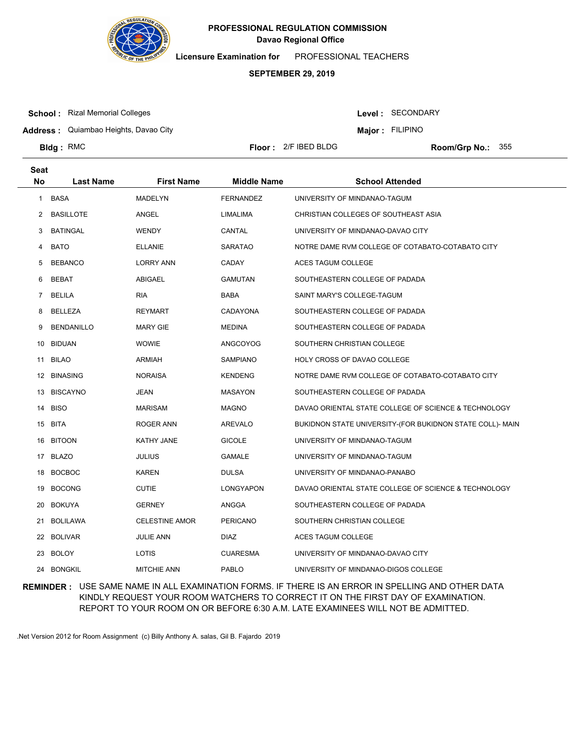**PROFESSIONAL REGULATION COMMISSION**
**Davao Regional Office**

**Licensure Examination for** PROFESSIONAL TEACHERS

**SEPTEMBER 29, 2019**

**School :** Rizal Memorial Colleges
**Address :** Quiambao Heights, Davao City
**Bldg :** RMC
**Floor :** 2/F IBED BLDG
**Level :** SECONDARY
**Major :** FILIPINO
**Room/Grp No.:** 355

| Seat No | Last Name | First Name | Middle Name | School Attended |
|---|---|---|---|---|
| 1 | BASA | MADELYN | FERNANDEZ | UNIVERSITY OF MINDANAO-TAGUM |
| 2 | BASILLOTE | ANGEL | LIMALIMA | CHRISTIAN COLLEGES OF SOUTHEAST ASIA |
| 3 | BATINGAL | WENDY | CANTAL | UNIVERSITY OF MINDANAO-DAVAO CITY |
| 4 | BATO | ELLANIE | SARATAO | NOTRE DAME RVM COLLEGE OF COTABATO-COTABATO CITY |
| 5 | BEBANCO | LORRY ANN | CADAY | ACES TAGUM COLLEGE |
| 6 | BEBAT | ABIGAEL | GAMUTAN | SOUTHEASTERN COLLEGE OF PADADA |
| 7 | BELILA | RIA | BABA | SAINT MARY'S COLLEGE-TAGUM |
| 8 | BELLEZA | REYMART | CADAYONA | SOUTHEASTERN COLLEGE OF PADADA |
| 9 | BENDANILLO | MARY GIE | MEDINA | SOUTHEASTERN COLLEGE OF PADADA |
| 10 | BIDUAN | WOWIE | ANGCOYOG | SOUTHERN CHRISTIAN COLLEGE |
| 11 | BILAO | ARMIAH | SAMPIANO | HOLY CROSS OF DAVAO COLLEGE |
| 12 | BINASING | NORAISA | KENDENG | NOTRE DAME RVM COLLEGE OF COTABATO-COTABATO CITY |
| 13 | BISCAYNO | JEAN | MASAYON | SOUTHEASTERN COLLEGE OF PADADA |
| 14 | BISO | MARISAM | MAGNO | DAVAO ORIENTAL STATE COLLEGE OF SCIENCE & TECHNOLOGY |
| 15 | BITA | ROGER ANN | AREVALO | BUKIDNON STATE UNIVERSITY-(FOR BUKIDNON STATE COLL)- MAIN |
| 16 | BITOON | KATHY JANE | GICOLE | UNIVERSITY OF MINDANAO-TAGUM |
| 17 | BLAZO | JULIUS | GAMALE | UNIVERSITY OF MINDANAO-TAGUM |
| 18 | BOCBOC | KAREN | DULSA | UNIVERSITY OF MINDANAO-PANABO |
| 19 | BOCONG | CUTIE | LONGYAPON | DAVAO ORIENTAL STATE COLLEGE OF SCIENCE & TECHNOLOGY |
| 20 | BOKUYA | GERNEY | ANGGA | SOUTHEASTERN COLLEGE OF PADADA |
| 21 | BOLILAWA | CELESTINE AMOR | PERICANO | SOUTHERN CHRISTIAN COLLEGE |
| 22 | BOLIVAR | JULIE ANN | DIAZ | ACES TAGUM COLLEGE |
| 23 | BOLOY | LOTIS | CUARESMA | UNIVERSITY OF MINDANAO-DAVAO CITY |
| 24 | BONGKIL | MITCHIE ANN | PABLO | UNIVERSITY OF MINDANAO-DIGOS COLLEGE |

**REMINDER :** USE SAME NAME IN ALL EXAMINATION FORMS. IF THERE IS AN ERROR IN SPELLING AND OTHER DATA KINDLY REQUEST YOUR ROOM WATCHERS TO CORRECT IT ON THE FIRST DAY OF EXAMINATION. REPORT TO YOUR ROOM ON OR BEFORE 6:30 A.M. LATE EXAMINEES WILL NOT BE ADMITTED.

.Net Version 2012 for Room Assignment (c) Billy Anthony A. salas, Gil B. Fajardo 2019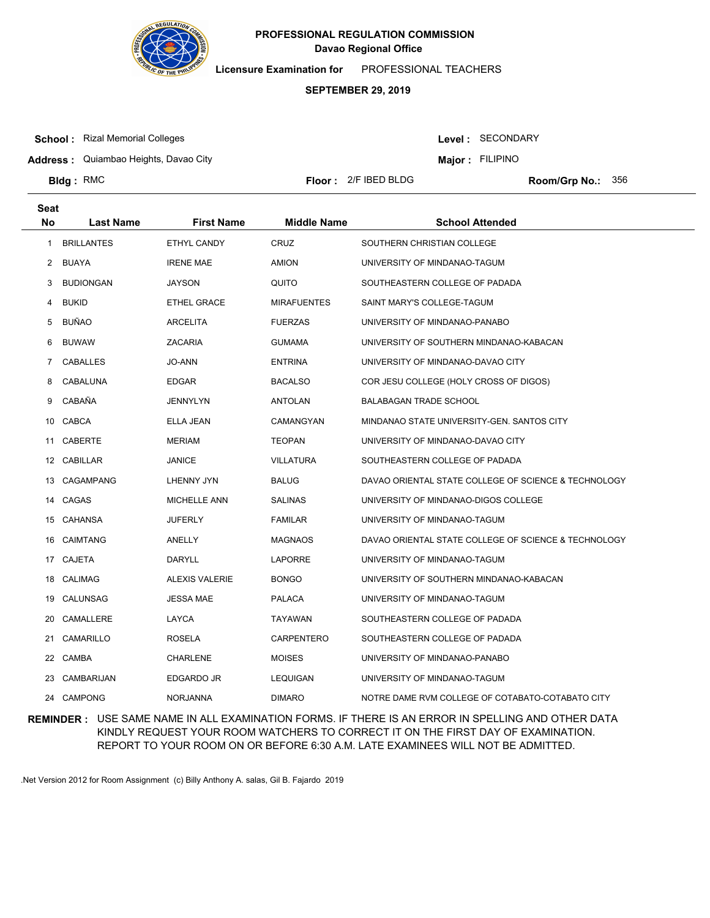**PROFESSIONAL REGULATION COMMISSION**
**Davao Regional Office**

**Licensure Examination for** PROFESSIONAL TEACHERS

**SEPTEMBER 29, 2019**

**School :** Rizal Memorial Colleges
**Address :** Quiambao Heights, Davao City
**Bldg :** RMC
**Floor :** 2/F IBED BLDG
**Level :** SECONDARY
**Major :** FILIPINO
**Room/Grp No.:** 356

| Seat No | Last Name | First Name | Middle Name | School Attended |
|---|---|---|---|---|
| 1 | BRILLANTES | ETHYL CANDY | CRUZ | SOUTHERN CHRISTIAN COLLEGE |
| 2 | BUAYA | IRENE MAE | AMION | UNIVERSITY OF MINDANAO-TAGUM |
| 3 | BUDIONGAN | JAYSON | QUITO | SOUTHEASTERN COLLEGE OF PADADA |
| 4 | BUKID | ETHEL GRACE | MIRAFUENTES | SAINT MARY'S COLLEGE-TAGUM |
| 5 | BUÑAO | ARCELITA | FUERZAS | UNIVERSITY OF MINDANAO-PANABO |
| 6 | BUWAW | ZACARIA | GUMAMA | UNIVERSITY OF SOUTHERN MINDANAO-KABACAN |
| 7 | CABALLES | JO-ANN | ENTRINA | UNIVERSITY OF MINDANAO-DAVAO CITY |
| 8 | CABALUNA | EDGAR | BACALSO | COR JESU COLLEGE (HOLY CROSS OF DIGOS) |
| 9 | CABAÑA | JENNYLYN | ANTOLAN | BALABAGAN TRADE SCHOOL |
| 10 | CABCA | ELLA JEAN | CAMANGYAN | MINDANAO STATE UNIVERSITY-GEN. SANTOS CITY |
| 11 | CABERTE | MERIAM | TEOPAN | UNIVERSITY OF MINDANAO-DAVAO CITY |
| 12 | CABILLAR | JANICE | VILLATURA | SOUTHEASTERN COLLEGE OF PADADA |
| 13 | CAGAMPANG | LHENNY JYN | BALUG | DAVAO ORIENTAL STATE COLLEGE OF SCIENCE & TECHNOLOGY |
| 14 | CAGAS | MICHELLE ANN | SALINAS | UNIVERSITY OF MINDANAO-DIGOS COLLEGE |
| 15 | CAHANSA | JUFERLY | FAMILAR | UNIVERSITY OF MINDANAO-TAGUM |
| 16 | CAIMTANG | ANELLY | MAGNAOS | DAVAO ORIENTAL STATE COLLEGE OF SCIENCE & TECHNOLOGY |
| 17 | CAJETA | DARYLL | LAPORRE | UNIVERSITY OF MINDANAO-TAGUM |
| 18 | CALIMAG | ALEXIS VALERIE | BONGO | UNIVERSITY OF SOUTHERN MINDANAO-KABACAN |
| 19 | CALUNSAG | JESSA MAE | PALACA | UNIVERSITY OF MINDANAO-TAGUM |
| 20 | CAMALLERE | LAYCA | TAYAWAN | SOUTHEASTERN COLLEGE OF PADADA |
| 21 | CAMARILLO | ROSELA | CARPENTERO | SOUTHEASTERN COLLEGE OF PADADA |
| 22 | CAMBA | CHARLENE | MOISES | UNIVERSITY OF MINDANAO-PANABO |
| 23 | CAMBARIJAN | EDGARDO JR | LEQUIGAN | UNIVERSITY OF MINDANAO-TAGUM |
| 24 | CAMPONG | NORJANNA | DIMARO | NOTRE DAME RVM COLLEGE OF COTABATO-COTABATO CITY |

**REMINDER :** USE SAME NAME IN ALL EXAMINATION FORMS. IF THERE IS AN ERROR IN SPELLING AND OTHER DATA KINDLY REQUEST YOUR ROOM WATCHERS TO CORRECT IT ON THE FIRST DAY OF EXAMINATION. REPORT TO YOUR ROOM ON OR BEFORE 6:30 A.M. LATE EXAMINEES WILL NOT BE ADMITTED.

.Net Version 2012 for Room Assignment (c) Billy Anthony A. salas, Gil B. Fajardo 2019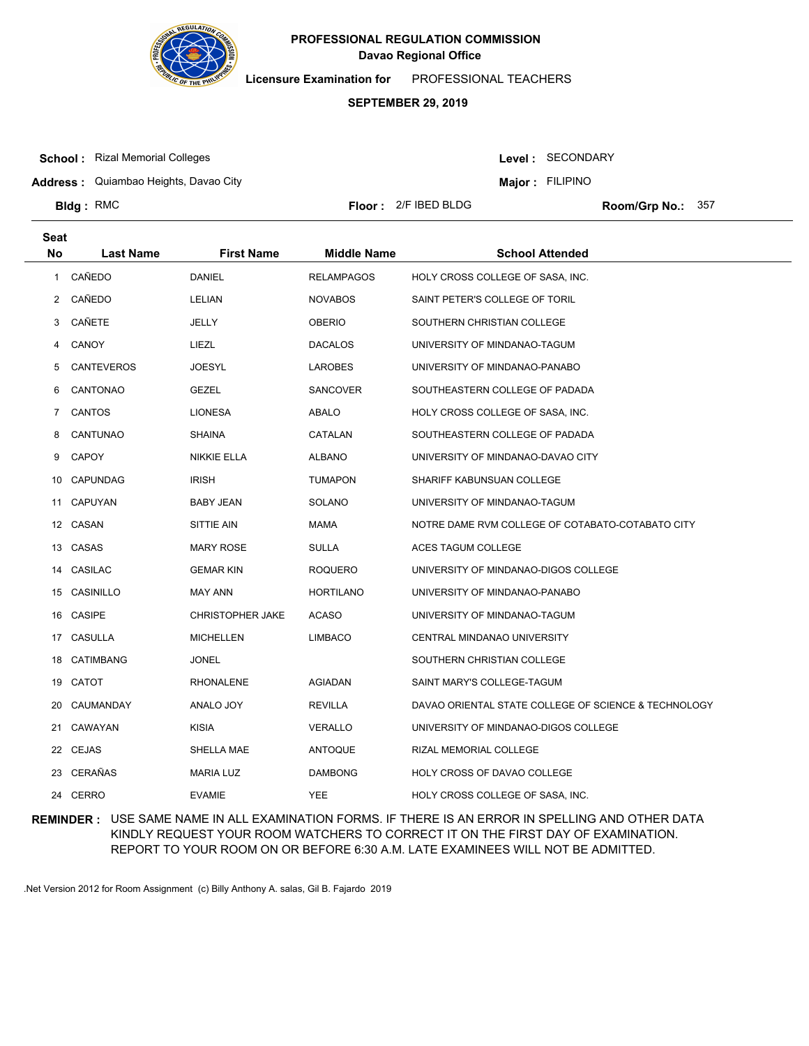**PROFESSIONAL REGULATION COMMISSION**
**Davao Regional Office**

**Licensure Examination for** PROFESSIONAL TEACHERS

**SEPTEMBER 29, 2019**

**School :** Rizal Memorial Colleges
**Level :** SECONDARY
**Address :** Quiambao Heights, Davao City
**Major :** FILIPINO
**Bldg :** RMC
**Floor :** 2/F IBED BLDG
**Room/Grp No.:** 357

| Seat No | Last Name | First Name | Middle Name | School Attended |
|---|---|---|---|---|
| 1 | CAÑEDO | DANIEL | RELAMPAGOS | HOLY CROSS COLLEGE OF SASA, INC. |
| 2 | CAÑEDO | LELIAN | NOVABOS | SAINT PETER'S COLLEGE OF TORIL |
| 3 | CAÑETE | JELLY | OBERIO | SOUTHERN CHRISTIAN COLLEGE |
| 4 | CANOY | LIEZL | DACALOS | UNIVERSITY OF MINDANAO-TAGUM |
| 5 | CANTEVEROS | JOESYL | LAROBES | UNIVERSITY OF MINDANAO-PANABO |
| 6 | CANTONAO | GEZEL | SANCOVER | SOUTHEASTERN COLLEGE OF PADADA |
| 7 | CANTOS | LIONESA | ABALO | HOLY CROSS COLLEGE OF SASA, INC. |
| 8 | CANTUNAO | SHAINA | CATALAN | SOUTHEASTERN COLLEGE OF PADADA |
| 9 | CAPOY | NIKKIE ELLA | ALBANO | UNIVERSITY OF MINDANAO-DAVAO CITY |
| 10 | CAPUNDAG | IRISH | TUMAPON | SHARIFF KABUNSUAN COLLEGE |
| 11 | CAPUYAN | BABY JEAN | SOLANO | UNIVERSITY OF MINDANAO-TAGUM |
| 12 | CASAN | SITTIE AIN | MAMA | NOTRE DAME RVM COLLEGE OF COTABATO-COTABATO CITY |
| 13 | CASAS | MARY ROSE | SULLA | ACES TAGUM COLLEGE |
| 14 | CASILAC | GEMAR KIN | ROQUERO | UNIVERSITY OF MINDANAO-DIGOS COLLEGE |
| 15 | CASINILLO | MAY ANN | HORTILANO | UNIVERSITY OF MINDANAO-PANABO |
| 16 | CASIPE | CHRISTOPHER JAKE | ACASO | UNIVERSITY OF MINDANAO-TAGUM |
| 17 | CASULLA | MICHELLEN | LIMBACO | CENTRAL MINDANAO UNIVERSITY |
| 18 | CATIMBANG | JONEL | | SOUTHERN CHRISTIAN COLLEGE |
| 19 | CATOT | RHONALENE | AGIADAN | SAINT MARY'S COLLEGE-TAGUM |
| 20 | CAUMANDAY | ANALO JOY | REVILLA | DAVAO ORIENTAL STATE COLLEGE OF SCIENCE & TECHNOLOGY |
| 21 | CAWAYAN | KISIA | VERALLO | UNIVERSITY OF MINDANAO-DIGOS COLLEGE |
| 22 | CEJAS | SHELLA MAE | ANTOQUE | RIZAL MEMORIAL COLLEGE |
| 23 | CERAÑAS | MARIA LUZ | DAMBONG | HOLY CROSS OF DAVAO COLLEGE |
| 24 | CERRO | EVAMIE | YEE | HOLY CROSS COLLEGE OF SASA, INC. |

**REMINDER :** USE SAME NAME IN ALL EXAMINATION FORMS. IF THERE IS AN ERROR IN SPELLING AND OTHER DATA KINDLY REQUEST YOUR ROOM WATCHERS TO CORRECT IT ON THE FIRST DAY OF EXAMINATION. REPORT TO YOUR ROOM ON OR BEFORE 6:30 A.M. LATE EXAMINEES WILL NOT BE ADMITTED.

.Net Version 2012 for Room Assignment (c) Billy Anthony A. salas, Gil B. Fajardo 2019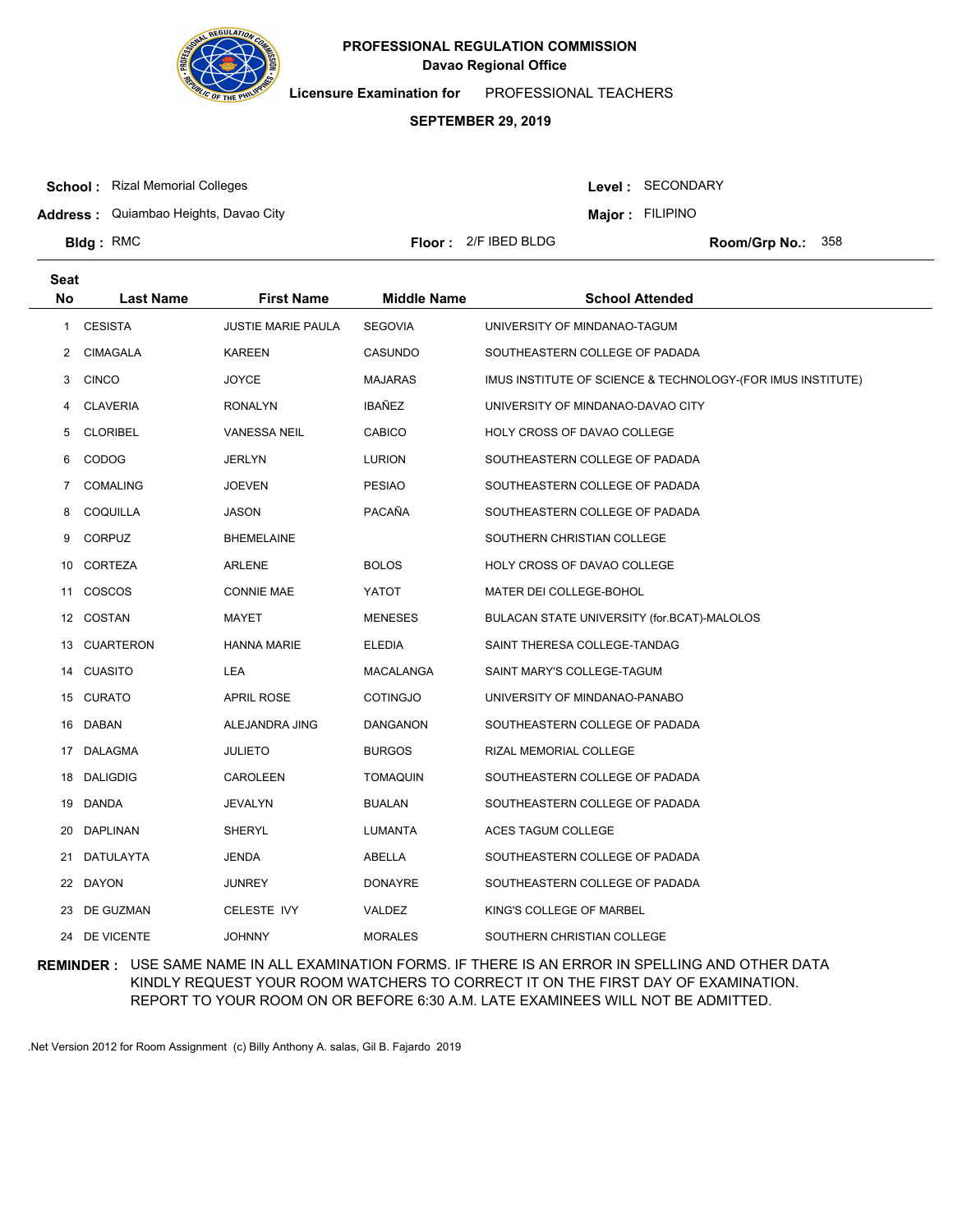**PROFESSIONAL REGULATION COMMISSION**
**Davao Regional Office**

**Licensure Examination for** PROFESSIONAL TEACHERS

**SEPTEMBER 29, 2019**

**School :** Rizal Memorial Colleges
**Address :** Quiambao Heights, Davao City
**Bldg :** RMC
**Floor :** 2/F IBED BLDG
**Level :** SECONDARY
**Major :** FILIPINO
**Room/Grp No.:** 358

| Seat No | Last Name | First Name | Middle Name | School Attended |
|---|---|---|---|---|
| 1 | CESISTA | JUSTIE MARIE PAULA | SEGOVIA | UNIVERSITY OF MINDANAO-TAGUM |
| 2 | CIMAGALA | KAREEN | CASUNDO | SOUTHEASTERN COLLEGE OF PADADA |
| 3 | CINCO | JOYCE | MAJARAS | IMUS INSTITUTE OF SCIENCE & TECHNOLOGY-(FOR IMUS INSTITUTE) |
| 4 | CLAVERIA | RONALYN | IBAÑEZ | UNIVERSITY OF MINDANAO-DAVAO CITY |
| 5 | CLORIBEL | VANESSA NEIL | CABICO | HOLY CROSS OF DAVAO COLLEGE |
| 6 | CODOG | JERLYN | LURION | SOUTHEASTERN COLLEGE OF PADADA |
| 7 | COMALING | JOEVEN | PESIAO | SOUTHEASTERN COLLEGE OF PADADA |
| 8 | COQUILLA | JASON | PACAÑA | SOUTHEASTERN COLLEGE OF PADADA |
| 9 | CORPUZ | BHEMELAINE | | SOUTHERN CHRISTIAN COLLEGE |
| 10 | CORTEZA | ARLENE | BOLOS | HOLY CROSS OF DAVAO COLLEGE |
| 11 | COSCOS | CONNIE MAE | YATOT | MATER DEI COLLEGE-BOHOL |
| 12 | COSTAN | MAYET | MENESES | BULACAN STATE UNIVERSITY (for.BCAT)-MALOLOS |
| 13 | CUARTERON | HANNA MARIE | ELEDIA | SAINT THERESA COLLEGE-TANDAG |
| 14 | CUASITO | LEA | MACALANGA | SAINT MARY'S COLLEGE-TAGUM |
| 15 | CURATO | APRIL ROSE | COTINGJO | UNIVERSITY OF MINDANAO-PANABO |
| 16 | DABAN | ALEJANDRA JING | DANGANON | SOUTHEASTERN COLLEGE OF PADADA |
| 17 | DALAGMA | JULIETO | BURGOS | RIZAL MEMORIAL COLLEGE |
| 18 | DALIGDIG | CAROLEEN | TOMAQUIN | SOUTHEASTERN COLLEGE OF PADADA |
| 19 | DANDA | JEVALYN | BUALAN | SOUTHEASTERN COLLEGE OF PADADA |
| 20 | DAPLINAN | SHERYL | LUMANTA | ACES TAGUM COLLEGE |
| 21 | DATULAYTA | JENDA | ABELLA | SOUTHEASTERN COLLEGE OF PADADA |
| 22 | DAYON | JUNREY | DONAYRE | SOUTHEASTERN COLLEGE OF PADADA |
| 23 | DE GUZMAN | CELESTE IVY | VALDEZ | KING'S COLLEGE OF MARBEL |
| 24 | DE VICENTE | JOHNNY | MORALES | SOUTHERN CHRISTIAN COLLEGE |

**REMINDER :** USE SAME NAME IN ALL EXAMINATION FORMS. IF THERE IS AN ERROR IN SPELLING AND OTHER DATA KINDLY REQUEST YOUR ROOM WATCHERS TO CORRECT IT ON THE FIRST DAY OF EXAMINATION. REPORT TO YOUR ROOM ON OR BEFORE 6:30 A.M. LATE EXAMINEES WILL NOT BE ADMITTED.

.Net Version 2012 for Room Assignment (c) Billy Anthony A. salas, Gil B. Fajardo 2019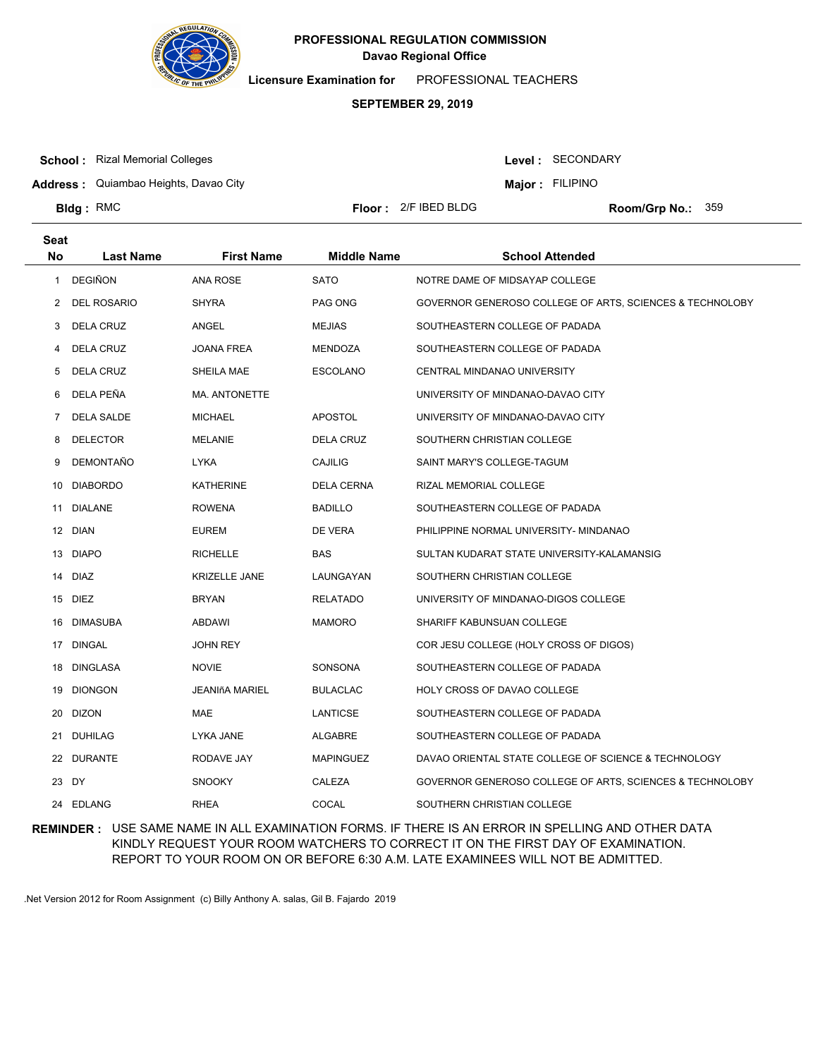**PROFESSIONAL REGULATION COMMISSION**
**Davao Regional Office**

**Licensure Examination for** PROFESSIONAL TEACHERS

**SEPTEMBER 29, 2019**

**School :** Rizal Memorial Colleges
**Address :** Quiambao Heights, Davao City
**Bldg :** RMC
**Floor :** 2/F IBED BLDG
**Level :** SECONDARY
**Major :** FILIPINO
**Room/Grp No.:** 359

| Seat No | Last Name | First Name | Middle Name | School Attended |
|---|---|---|---|---|
| 1 | DEGIÑON | ANA ROSE | SATO | NOTRE DAME OF MIDSAYAP COLLEGE |
| 2 | DEL ROSARIO | SHYRA | PAG ONG | GOVERNOR GENEROSO COLLEGE OF ARTS, SCIENCES & TECHNOLOBY |
| 3 | DELA CRUZ | ANGEL | MEJIAS | SOUTHEASTERN COLLEGE OF PADADA |
| 4 | DELA CRUZ | JOANA FREA | MENDOZA | SOUTHEASTERN COLLEGE OF PADADA |
| 5 | DELA CRUZ | SHEILA MAE | ESCOLANO | CENTRAL MINDANAO UNIVERSITY |
| 6 | DELA PEÑA | MA. ANTONETTE | | UNIVERSITY OF MINDANAO-DAVAO CITY |
| 7 | DELA SALDE | MICHAEL | APOSTOL | UNIVERSITY OF MINDANAO-DAVAO CITY |
| 8 | DELECTOR | MELANIE | DELA CRUZ | SOUTHERN CHRISTIAN COLLEGE |
| 9 | DEMONTAÑO | LYKA | CAJILIG | SAINT MARY'S COLLEGE-TAGUM |
| 10 | DIABORDO | KATHERINE | DELA CERNA | RIZAL MEMORIAL COLLEGE |
| 11 | DIALANE | ROWENA | BADILLO | SOUTHEASTERN COLLEGE OF PADADA |
| 12 | DIAN | EUREM | DE VERA | PHILIPPINE NORMAL UNIVERSITY- MINDANAO |
| 13 | DIAPO | RICHELLE | BAS | SULTAN KUDARAT STATE UNIVERSITY-KALAMANSIG |
| 14 | DIAZ | KRIZELLE JANE | LAUNGAYAN | SOUTHERN CHRISTIAN COLLEGE |
| 15 | DIEZ | BRYAN | RELATADO | UNIVERSITY OF MINDANAO-DIGOS COLLEGE |
| 16 | DIMASUBA | ABDAWI | MAMORO | SHARIFF KABUNSUAN COLLEGE |
| 17 | DINGAL | JOHN REY | | COR JESU COLLEGE (HOLY CROSS OF DIGOS) |
| 18 | DINGLASA | NOVIE | SONSONA | SOUTHEASTERN COLLEGE OF PADADA |
| 19 | DIONGON | JEANIñA MARIEL | BULACLAC | HOLY CROSS OF DAVAO COLLEGE |
| 20 | DIZON | MAE | LANTICSE | SOUTHEASTERN COLLEGE OF PADADA |
| 21 | DUHILAG | LYKA JANE | ALGABRE | SOUTHEASTERN COLLEGE OF PADADA |
| 22 | DURANTE | RODAVE JAY | MAPINGUEZ | DAVAO ORIENTAL STATE COLLEGE OF SCIENCE & TECHNOLOGY |
| 23 | DY | SNOOKY | CALEZA | GOVERNOR GENEROSO COLLEGE OF ARTS, SCIENCES & TECHNOLOBY |
| 24 | EDLANG | RHEA | COCAL | SOUTHERN CHRISTIAN COLLEGE |

**REMINDER :** USE SAME NAME IN ALL EXAMINATION FORMS. IF THERE IS AN ERROR IN SPELLING AND OTHER DATA KINDLY REQUEST YOUR ROOM WATCHERS TO CORRECT IT ON THE FIRST DAY OF EXAMINATION. REPORT TO YOUR ROOM ON OR BEFORE 6:30 A.M. LATE EXAMINEES WILL NOT BE ADMITTED.

.Net Version 2012 for Room Assignment (c) Billy Anthony A. salas, Gil B. Fajardo 2019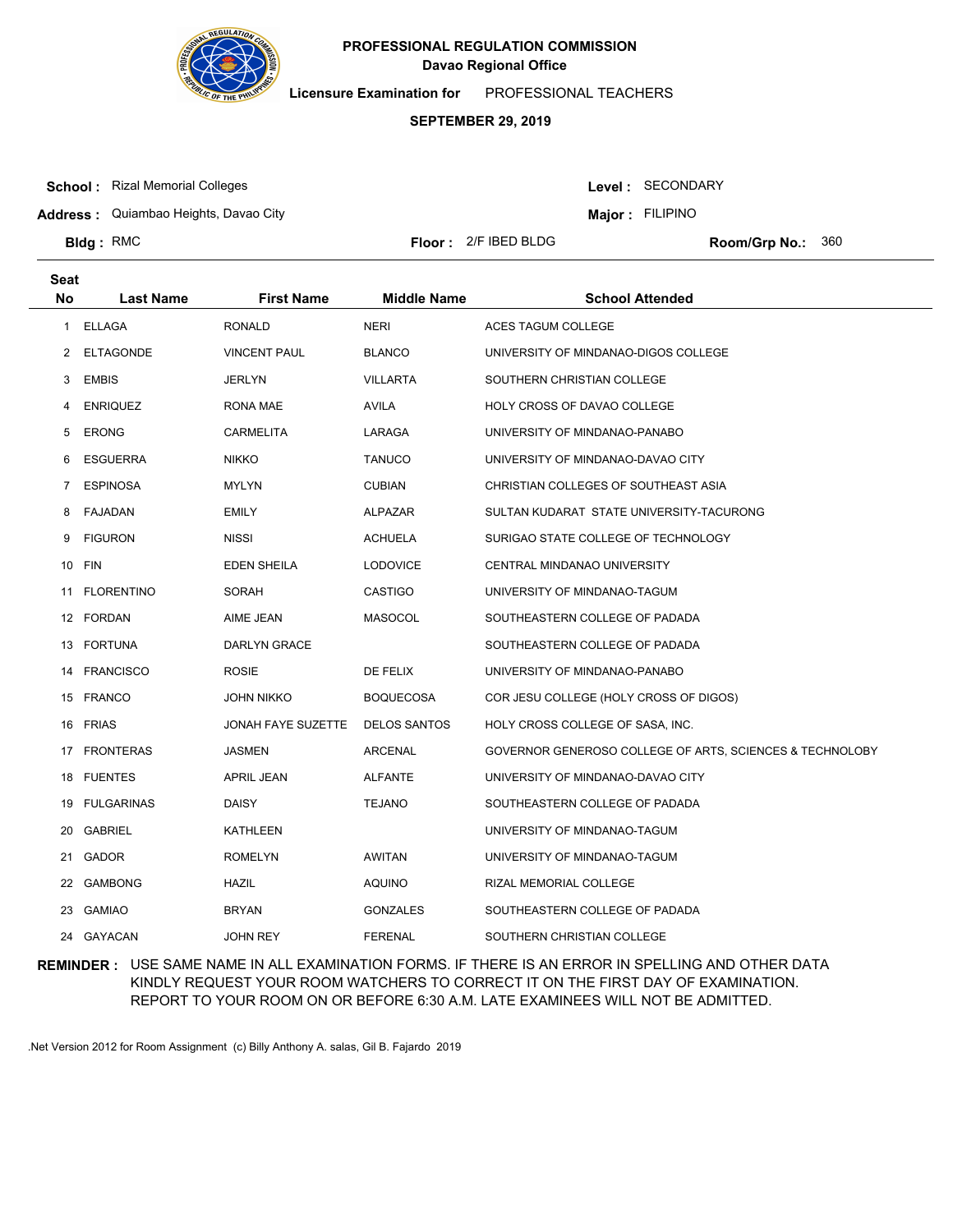**PROFESSIONAL REGULATION COMMISSION**
**Davao Regional Office**

**Licensure Examination for** PROFESSIONAL TEACHERS

**SEPTEMBER 29, 2019**

**School :** Rizal Memorial Colleges
**Address :** Quiambao Heights, Davao City
**Bldg :** RMC
**Floor :** 2/F IBED BLDG
**Level :** SECONDARY
**Major :** FILIPINO
**Room/Grp No.:** 360

| Seat No | Last Name | First Name | Middle Name | School Attended |
|---|---|---|---|---|
| 1 | ELLAGA | RONALD | NERI | ACES TAGUM COLLEGE |
| 2 | ELTAGONDE | VINCENT PAUL | BLANCO | UNIVERSITY OF MINDANAO-DIGOS COLLEGE |
| 3 | EMBIS | JERLYN | VILLARTA | SOUTHERN CHRISTIAN COLLEGE |
| 4 | ENRIQUEZ | RONA MAE | AVILA | HOLY CROSS OF DAVAO COLLEGE |
| 5 | ERONG | CARMELITA | LARAGA | UNIVERSITY OF MINDANAO-PANABO |
| 6 | ESGUERRA | NIKKO | TANUCO | UNIVERSITY OF MINDANAO-DAVAO CITY |
| 7 | ESPINOSA | MYLYN | CUBIAN | CHRISTIAN COLLEGES OF SOUTHEAST ASIA |
| 8 | FAJADAN | EMILY | ALPAZAR | SULTAN KUDARAT STATE UNIVERSITY-TACURONG |
| 9 | FIGURON | NISSI | ACHUELA | SURIGAO STATE COLLEGE OF TECHNOLOGY |
| 10 | FIN | EDEN SHEILA | LODOVICE | CENTRAL MINDANAO UNIVERSITY |
| 11 | FLORENTINO | SORAH | CASTIGO | UNIVERSITY OF MINDANAO-TAGUM |
| 12 | FORDAN | AIME JEAN | MASOCOL | SOUTHEASTERN COLLEGE OF PADADA |
| 13 | FORTUNA | DARLYN GRACE | | SOUTHEASTERN COLLEGE OF PADADA |
| 14 | FRANCISCO | ROSIE | DE FELIX | UNIVERSITY OF MINDANAO-PANABO |
| 15 | FRANCO | JOHN NIKKO | BOQUECOSA | COR JESU COLLEGE (HOLY CROSS OF DIGOS) |
| 16 | FRIAS | JONAH FAYE SUZETTE | DELOS SANTOS | HOLY CROSS COLLEGE OF SASA, INC. |
| 17 | FRONTERAS | JASMEN | ARCENAL | GOVERNOR GENEROSO COLLEGE OF ARTS, SCIENCES & TECHNOLOBY |
| 18 | FUENTES | APRIL JEAN | ALFANTE | UNIVERSITY OF MINDANAO-DAVAO CITY |
| 19 | FULGARINAS | DAISY | TEJANO | SOUTHEASTERN COLLEGE OF PADADA |
| 20 | GABRIEL | KATHLEEN | | UNIVERSITY OF MINDANAO-TAGUM |
| 21 | GADOR | ROMELYN | AWITAN | UNIVERSITY OF MINDANAO-TAGUM |
| 22 | GAMBONG | HAZIL | AQUINO | RIZAL MEMORIAL COLLEGE |
| 23 | GAMIAO | BRYAN | GONZALES | SOUTHEASTERN COLLEGE OF PADADA |
| 24 | GAYACAN | JOHN REY | FERENAL | SOUTHERN CHRISTIAN COLLEGE |

**REMINDER :** USE SAME NAME IN ALL EXAMINATION FORMS. IF THERE IS AN ERROR IN SPELLING AND OTHER DATA KINDLY REQUEST YOUR ROOM WATCHERS TO CORRECT IT ON THE FIRST DAY OF EXAMINATION. REPORT TO YOUR ROOM ON OR BEFORE 6:30 A.M. LATE EXAMINEES WILL NOT BE ADMITTED.

.Net Version 2012 for Room Assignment (c) Billy Anthony A. salas, Gil B. Fajardo 2019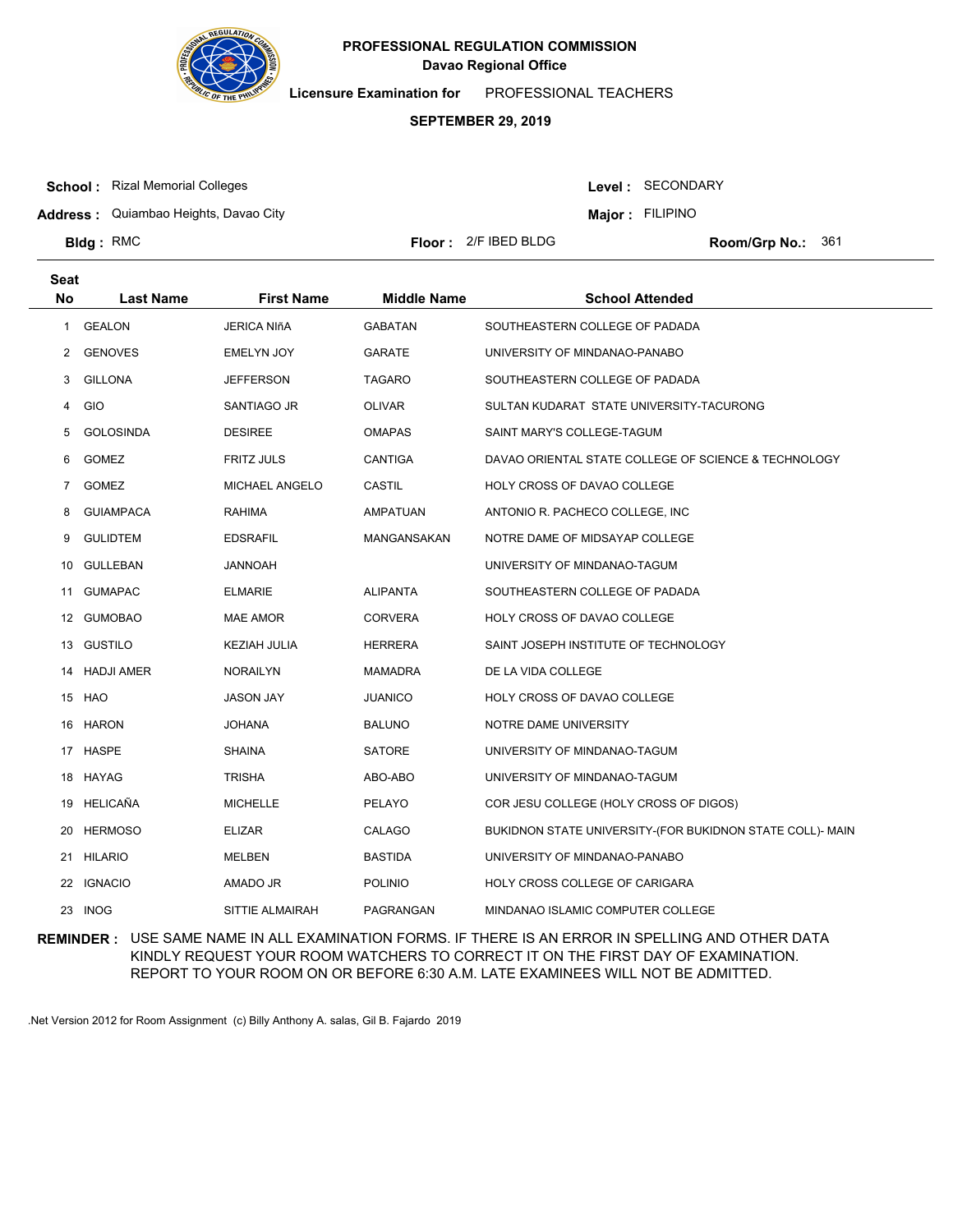**PROFESSIONAL REGULATION COMMISSION**
**Davao Regional Office**

**Licensure Examination for** PROFESSIONAL TEACHERS

**SEPTEMBER 29, 2019**

**School :** Rizal Memorial Colleges
**Address :** Quiambao Heights, Davao City
**Bldg :** RMC
**Floor :** 2/F IBED BLDG
**Level :** SECONDARY
**Major :** FILIPINO
**Room/Grp No.:** 361

| Seat No | Last Name | First Name | Middle Name | School Attended |
|---|---|---|---|---|
| 1 | GEALON | JERICA NIñA | GABATAN | SOUTHEASTERN COLLEGE OF PADADA |
| 2 | GENOVES | EMELYN JOY | GARATE | UNIVERSITY OF MINDANAO-PANABO |
| 3 | GILLONA | JEFFERSON | TAGARO | SOUTHEASTERN COLLEGE OF PADADA |
| 4 | GIO | SANTIAGO JR | OLIVAR | SULTAN KUDARAT STATE UNIVERSITY-TACURONG |
| 5 | GOLOSINDA | DESIREE | OMAPAS | SAINT MARY'S COLLEGE-TAGUM |
| 6 | GOMEZ | FRITZ JULS | CANTIGA | DAVAO ORIENTAL STATE COLLEGE OF SCIENCE & TECHNOLOGY |
| 7 | GOMEZ | MICHAEL ANGELO | CASTIL | HOLY CROSS OF DAVAO COLLEGE |
| 8 | GUIAMPACA | RAHIMA | AMPATUAN | ANTONIO R. PACHECO COLLEGE, INC |
| 9 | GULIDTEM | EDSRAFIL | MANGANSAKAN | NOTRE DAME OF MIDSAYAP COLLEGE |
| 10 | GULLEBAN | JANNOAH | | UNIVERSITY OF MINDANAO-TAGUM |
| 11 | GUMAPAC | ELMARIE | ALIPANTA | SOUTHEASTERN COLLEGE OF PADADA |
| 12 | GUMOBAO | MAE AMOR | CORVERA | HOLY CROSS OF DAVAO COLLEGE |
| 13 | GUSTILO | KEZIAH JULIA | HERRERA | SAINT JOSEPH INSTITUTE OF TECHNOLOGY |
| 14 | HADJI AMER | NORAILYN | MAMADRA | DE LA VIDA COLLEGE |
| 15 | HAO | JASON JAY | JUANICO | HOLY CROSS OF DAVAO COLLEGE |
| 16 | HARON | JOHANA | BALUNO | NOTRE DAME UNIVERSITY |
| 17 | HASPE | SHAINA | SATORE | UNIVERSITY OF MINDANAO-TAGUM |
| 18 | HAYAG | TRISHA | ABO-ABO | UNIVERSITY OF MINDANAO-TAGUM |
| 19 | HELICAÑA | MICHELLE | PELAYO | COR JESU COLLEGE (HOLY CROSS OF DIGOS) |
| 20 | HERMOSO | ELIZAR | CALAGO | BUKIDNON STATE UNIVERSITY-(FOR BUKIDNON STATE COLL)- MAIN |
| 21 | HILARIO | MELBEN | BASTIDA | UNIVERSITY OF MINDANAO-PANABO |
| 22 | IGNACIO | AMADO JR | POLINIO | HOLY CROSS COLLEGE OF CARIGARA |
| 23 | INOG | SITTIE ALMAIRAH | PAGRANGAN | MINDANAO ISLAMIC COMPUTER COLLEGE |

**REMINDER :** USE SAME NAME IN ALL EXAMINATION FORMS. IF THERE IS AN ERROR IN SPELLING AND OTHER DATA KINDLY REQUEST YOUR ROOM WATCHERS TO CORRECT IT ON THE FIRST DAY OF EXAMINATION. REPORT TO YOUR ROOM ON OR BEFORE 6:30 A.M. LATE EXAMINEES WILL NOT BE ADMITTED.

.Net Version 2012 for Room Assignment (c) Billy Anthony A. salas, Gil B. Fajardo 2019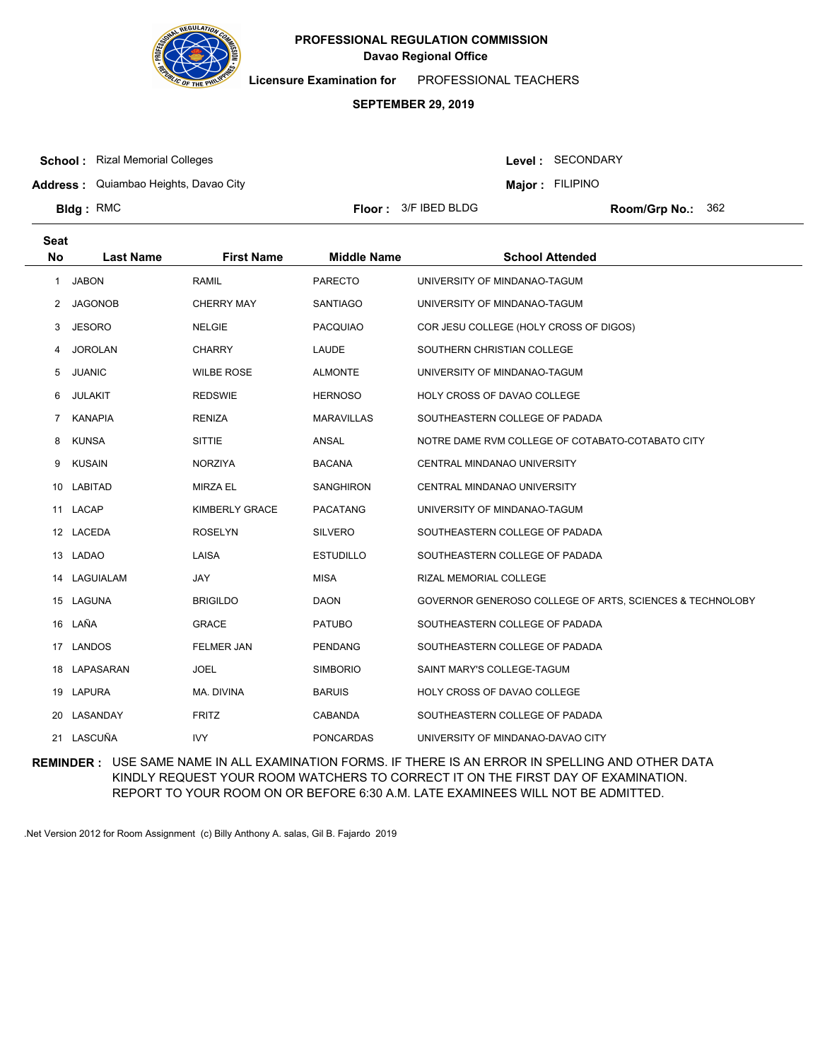**PROFESSIONAL REGULATION COMMISSION**
**Davao Regional Office**

**Licensure Examination for** PROFESSIONAL TEACHERS

**SEPTEMBER 29, 2019**

**School :** Rizal Memorial Colleges
**Address :** Quiambao Heights, Davao City
**Bldg :** RMC

**Level :** SECONDARY
**Major :** FILIPINO
**Floor :** 3/F IBED BLDG
**Room/Grp No.:** 362

| Seat No | Last Name | First Name | Middle Name | School Attended |
|---|---|---|---|---|
| 1 | JABON | RAMIL | PARECTO | UNIVERSITY OF MINDANAO-TAGUM |
| 2 | JAGONOB | CHERRY MAY | SANTIAGO | UNIVERSITY OF MINDANAO-TAGUM |
| 3 | JESORO | NELGIE | PACQUIAO | COR JESU COLLEGE (HOLY CROSS OF DIGOS) |
| 4 | JOROLAN | CHARRY | LAUDE | SOUTHERN CHRISTIAN COLLEGE |
| 5 | JUANIC | WILBE ROSE | ALMONTE | UNIVERSITY OF MINDANAO-TAGUM |
| 6 | JULAKIT | REDSWIE | HERNOSO | HOLY CROSS OF DAVAO COLLEGE |
| 7 | KANAPIA | RENIZA | MARAVILLAS | SOUTHEASTERN COLLEGE OF PADADA |
| 8 | KUNSA | SITTIE | ANSAL | NOTRE DAME RVM COLLEGE OF COTABATO-COTABATO CITY |
| 9 | KUSAIN | NORZIYA | BACANA | CENTRAL MINDANAO UNIVERSITY |
| 10 | LABITAD | MIRZA EL | SANGHIRON | CENTRAL MINDANAO UNIVERSITY |
| 11 | LACAP | KIMBERLY GRACE | PACATANG | UNIVERSITY OF MINDANAO-TAGUM |
| 12 | LACEDA | ROSELYN | SILVERO | SOUTHEASTERN COLLEGE OF PADADA |
| 13 | LADAO | LAISA | ESTUDILLO | SOUTHEASTERN COLLEGE OF PADADA |
| 14 | LAGUIALAM | JAY | MISA | RIZAL MEMORIAL COLLEGE |
| 15 | LAGUNA | BRIGILDO | DAON | GOVERNOR GENEROSO COLLEGE OF ARTS, SCIENCES & TECHNOLOBY |
| 16 | LAÑA | GRACE | PATUBO | SOUTHEASTERN COLLEGE OF PADADA |
| 17 | LANDOS | FELMER JAN | PENDANG | SOUTHEASTERN COLLEGE OF PADADA |
| 18 | LAPASARAN | JOEL | SIMBORIO | SAINT MARY'S COLLEGE-TAGUM |
| 19 | LAPURA | MA. DIVINA | BARUIS | HOLY CROSS OF DAVAO COLLEGE |
| 20 | LASANDAY | FRITZ | CABANDA | SOUTHEASTERN COLLEGE OF PADADA |
| 21 | LASCUÑA | IVY | PONCARDAS | UNIVERSITY OF MINDANAO-DAVAO CITY |

**REMINDER :** USE SAME NAME IN ALL EXAMINATION FORMS. IF THERE IS AN ERROR IN SPELLING AND OTHER DATA KINDLY REQUEST YOUR ROOM WATCHERS TO CORRECT IT ON THE FIRST DAY OF EXAMINATION. REPORT TO YOUR ROOM ON OR BEFORE 6:30 A.M. LATE EXAMINEES WILL NOT BE ADMITTED.

.Net Version 2012 for Room Assignment (c) Billy Anthony A. salas, Gil B. Fajardo 2019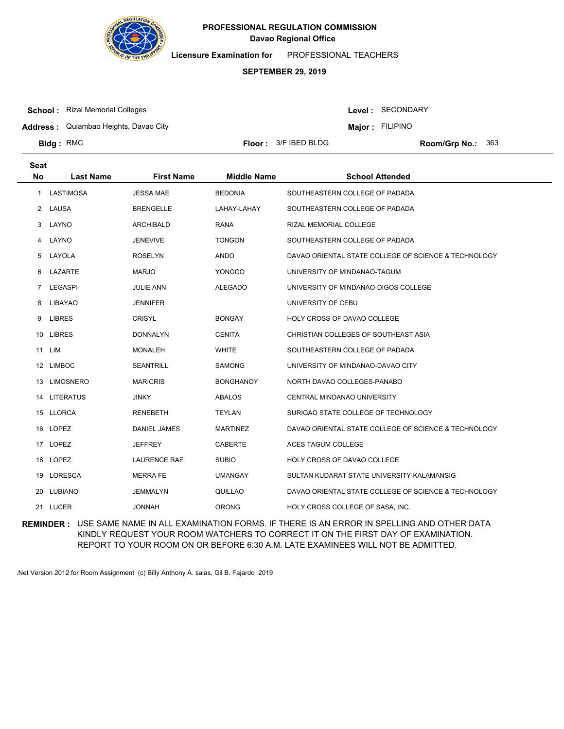**PROFESSIONAL REGULATION COMMISSION**
**Davao Regional Office**

**Licensure Examination for** PROFESSIONAL TEACHERS

**SEPTEMBER 29, 2019**

**School :** Rizal Memorial Colleges
**Address :** Quiambao Heights, Davao City
**Bldg :** RMC
**Floor :** 3/F IBED BLDG
**Level :** SECONDARY
**Major :** FILIPINO
**Room/Grp No.:** 363

| Seat No | Last Name | First Name | Middle Name | School Attended |
|---|---|---|---|---|
| 1 | LASTIMOSA | JESSA MAE | BEDONIA | SOUTHEASTERN COLLEGE OF PADADA |
| 2 | LAUSA | BRENGELLE | LAHAY-LAHAY | SOUTHEASTERN COLLEGE OF PADADA |
| 3 | LAYNO | ARCHIBALD | RANA | RIZAL MEMORIAL COLLEGE |
| 4 | LAYNO | JENEVIVE | TONGON | SOUTHEASTERN COLLEGE OF PADADA |
| 5 | LAYOLA | ROSELYN | ANDO | DAVAO ORIENTAL STATE COLLEGE OF SCIENCE & TECHNOLOGY |
| 6 | LAZARTE | MARJO | YONGCO | UNIVERSITY OF MINDANAO-TAGUM |
| 7 | LEGASPI | JULIE ANN | ALEGADO | UNIVERSITY OF MINDANAO-DIGOS COLLEGE |
| 8 | LIBAYAO | JENNIFER | | UNIVERSITY OF CEBU |
| 9 | LIBRES | CRISYL | BONGAY | HOLY CROSS OF DAVAO COLLEGE |
| 10 | LIBRES | DONNALYN | CENITA | CHRISTIAN COLLEGES OF SOUTHEAST ASIA |
| 11 | LIM | MONALEH | WHITE | SOUTHEASTERN COLLEGE OF PADADA |
| 12 | LIMBOC | SEANTRILL | SAMONG | UNIVERSITY OF MINDANAO-DAVAO CITY |
| 13 | LIMOSNERO | MARICRIS | BONGHANOY | NORTH DAVAO COLLEGES-PANABO |
| 14 | LITERATUS | JINKY | ABALOS | CENTRAL MINDANAO UNIVERSITY |
| 15 | LLORCA | RENEBETH | TEYLAN | SURIGAO STATE COLLEGE OF TECHNOLOGY |
| 16 | LOPEZ | DANIEL JAMES | MARTINEZ | DAVAO ORIENTAL STATE COLLEGE OF SCIENCE & TECHNOLOGY |
| 17 | LOPEZ | JEFFREY | CABERTE | ACES TAGUM COLLEGE |
| 18 | LOPEZ | LAURENCE RAE | SUBIO | HOLY CROSS OF DAVAO COLLEGE |
| 19 | LORESCA | MERRA FE | UMANGAY | SULTAN KUDARAT STATE UNIVERSITY-KALAMANSIG |
| 20 | LUBIANO | JEMMALYN | QUILLAO | DAVAO ORIENTAL STATE COLLEGE OF SCIENCE & TECHNOLOGY |
| 21 | LUCER | JONNAH | ORONG | HOLY CROSS COLLEGE OF SASA, INC. |

**REMINDER :** USE SAME NAME IN ALL EXAMINATION FORMS. IF THERE IS AN ERROR IN SPELLING AND OTHER DATA KINDLY REQUEST YOUR ROOM WATCHERS TO CORRECT IT ON THE FIRST DAY OF EXAMINATION. REPORT TO YOUR ROOM ON OR BEFORE 6:30 A.M. LATE EXAMINEES WILL NOT BE ADMITTED.

.Net Version 2012 for Room Assignment (c) Billy Anthony A. salas, Gil B. Fajardo 2019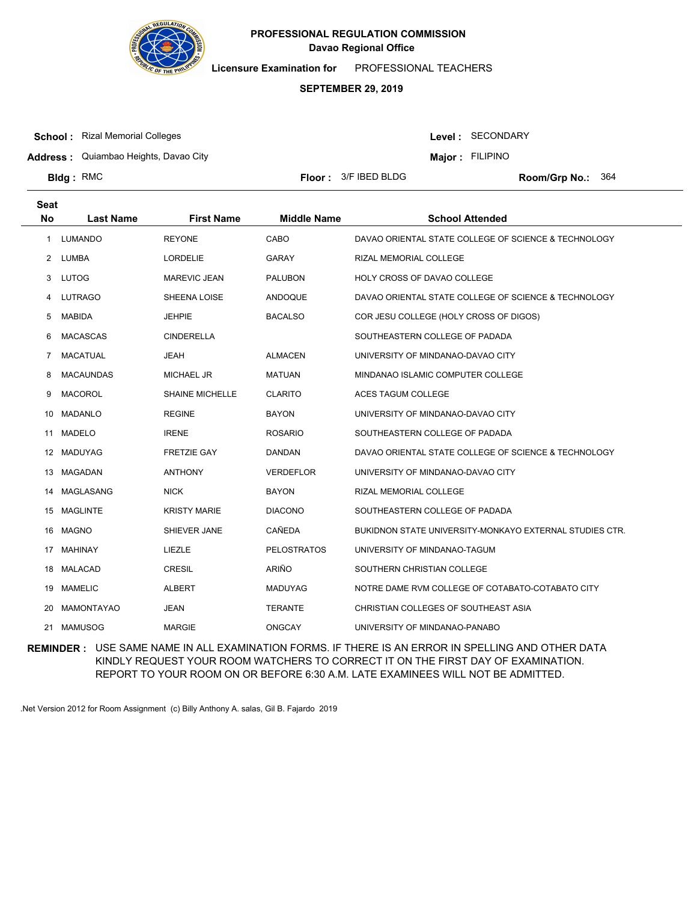**PROFESSIONAL REGULATION COMMISSION**
**Davao Regional Office**

**Licensure Examination for** PROFESSIONAL TEACHERS

**SEPTEMBER 29, 2019**

**School :** Rizal Memorial Colleges
**Address :** Quiambao Heights, Davao City
**Bldg :** RMC
**Floor :** 3/F IBED BLDG
**Level :** SECONDARY
**Major :** FILIPINO
**Room/Grp No.:** 364

| Seat No | Last Name | First Name | Middle Name | School Attended |
|---|---|---|---|---|
| 1 | LUMANDO | REYONE | CABO | DAVAO ORIENTAL STATE COLLEGE OF SCIENCE & TECHNOLOGY |
| 2 | LUMBA | LORDELIE | GARAY | RIZAL MEMORIAL COLLEGE |
| 3 | LUTOG | MAREVIC JEAN | PALUBON | HOLY CROSS OF DAVAO COLLEGE |
| 4 | LUTRAGO | SHEENA LOISE | ANDOQUE | DAVAO ORIENTAL STATE COLLEGE OF SCIENCE & TECHNOLOGY |
| 5 | MABIDA | JEHPIE | BACALSO | COR JESU COLLEGE (HOLY CROSS OF DIGOS) |
| 6 | MACASCAS | CINDERELLA | | SOUTHEASTERN COLLEGE OF PADADA |
| 7 | MACATUAL | JEAH | ALMACEN | UNIVERSITY OF MINDANAO-DAVAO CITY |
| 8 | MACAUNDAS | MICHAEL JR | MATUAN | MINDANAO ISLAMIC COMPUTER COLLEGE |
| 9 | MACOROL | SHAINE MICHELLE | CLARITO | ACES TAGUM COLLEGE |
| 10 | MADANLO | REGINE | BAYON | UNIVERSITY OF MINDANAO-DAVAO CITY |
| 11 | MADELO | IRENE | ROSARIO | SOUTHEASTERN COLLEGE OF PADADA |
| 12 | MADUYAG | FRETZIE GAY | DANDAN | DAVAO ORIENTAL STATE COLLEGE OF SCIENCE & TECHNOLOGY |
| 13 | MAGADAN | ANTHONY | VERDEFLOR | UNIVERSITY OF MINDANAO-DAVAO CITY |
| 14 | MAGLASANG | NICK | BAYON | RIZAL MEMORIAL COLLEGE |
| 15 | MAGLINTE | KRISTY MARIE | DIACONO | SOUTHEASTERN COLLEGE OF PADADA |
| 16 | MAGNO | SHIEVER JANE | CAÑEDA | BUKIDNON STATE UNIVERSITY-MONKAYO EXTERNAL STUDIES CTR. |
| 17 | MAHINAY | LIEZLE | PELOSTRATOS | UNIVERSITY OF MINDANAO-TAGUM |
| 18 | MALACAD | CRESIL | ARIÑO | SOUTHERN CHRISTIAN COLLEGE |
| 19 | MAMELIC | ALBERT | MADUYAG | NOTRE DAME RVM COLLEGE OF COTABATO-COTABATO CITY |
| 20 | MAMONTAYAO | JEAN | TERANTE | CHRISTIAN COLLEGES OF SOUTHEAST ASIA |
| 21 | MAMUSOG | MARGIE | ONGCAY | UNIVERSITY OF MINDANAO-PANABO |

**REMINDER :** USE SAME NAME IN ALL EXAMINATION FORMS. IF THERE IS AN ERROR IN SPELLING AND OTHER DATA KINDLY REQUEST YOUR ROOM WATCHERS TO CORRECT IT ON THE FIRST DAY OF EXAMINATION. REPORT TO YOUR ROOM ON OR BEFORE 6:30 A.M. LATE EXAMINEES WILL NOT BE ADMITTED.

.Net Version 2012 for Room Assignment (c) Billy Anthony A. salas, Gil B. Fajardo 2019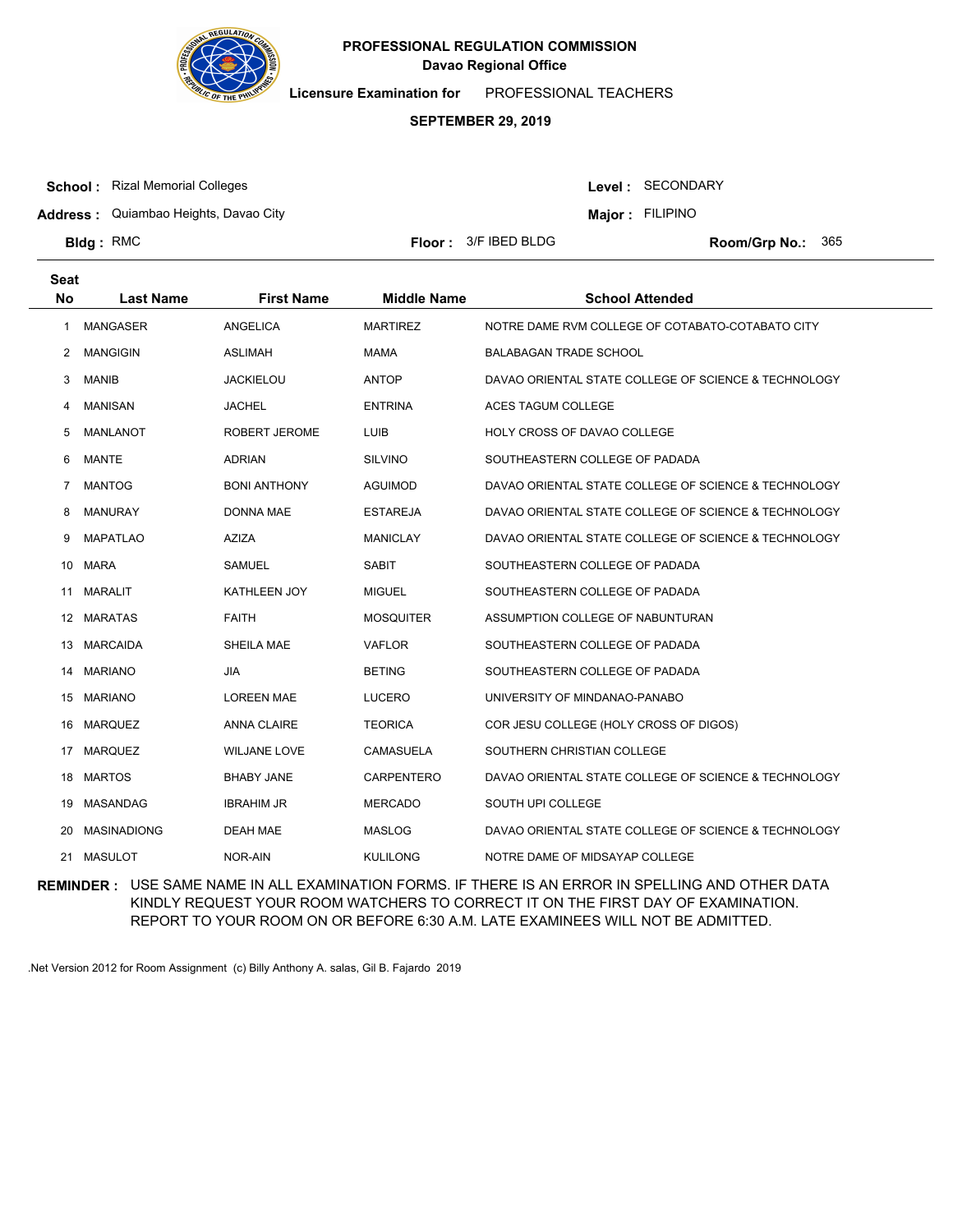**PROFESSIONAL REGULATION COMMISSION**
**Davao Regional Office**

**Licensure Examination for** PROFESSIONAL TEACHERS

**SEPTEMBER 29, 2019**

**School :** Rizal Memorial Colleges
**Address :** Quiambao Heights, Davao City
**Bldg :** RMC
**Floor :** 3/F IBED BLDG
**Level :** SECONDARY
**Major :** FILIPINO
**Room/Grp No.:** 365

| Seat No | Last Name | First Name | Middle Name | School Attended |
|---|---|---|---|---|
| 1 | MANGASER | ANGELICA | MARTIREZ | NOTRE DAME RVM COLLEGE OF COTABATO-COTABATO CITY |
| 2 | MANGIGIN | ASLIMAH | MAMA | BALABAGAN TRADE SCHOOL |
| 3 | MANIB | JACKIELOU | ANTOP | DAVAO ORIENTAL STATE COLLEGE OF SCIENCE & TECHNOLOGY |
| 4 | MANISAN | JACHEL | ENTRINA | ACES TAGUM COLLEGE |
| 5 | MANLANOT | ROBERT JEROME | LUIB | HOLY CROSS OF DAVAO COLLEGE |
| 6 | MANTE | ADRIAN | SILVINO | SOUTHEASTERN COLLEGE OF PADADA |
| 7 | MANTOG | BONI ANTHONY | AGUIMOD | DAVAO ORIENTAL STATE COLLEGE OF SCIENCE & TECHNOLOGY |
| 8 | MANURAY | DONNA MAE | ESTAREJA | DAVAO ORIENTAL STATE COLLEGE OF SCIENCE & TECHNOLOGY |
| 9 | MAPATLAO | AZIZA | MANICLAY | DAVAO ORIENTAL STATE COLLEGE OF SCIENCE & TECHNOLOGY |
| 10 | MARA | SAMUEL | SABIT | SOUTHEASTERN COLLEGE OF PADADA |
| 11 | MARALIT | KATHLEEN JOY | MIGUEL | SOUTHEASTERN COLLEGE OF PADADA |
| 12 | MARATAS | FAITH | MOSQUITER | ASSUMPTION COLLEGE OF NABUNTURAN |
| 13 | MARCAIDA | SHEILA MAE | VAFLOR | SOUTHEASTERN COLLEGE OF PADADA |
| 14 | MARIANO | JIA | BETING | SOUTHEASTERN COLLEGE OF PADADA |
| 15 | MARIANO | LOREEN MAE | LUCERO | UNIVERSITY OF MINDANAO-PANABO |
| 16 | MARQUEZ | ANNA CLAIRE | TEORICA | COR JESU COLLEGE (HOLY CROSS OF DIGOS) |
| 17 | MARQUEZ | WILJANE LOVE | CAMASUELA | SOUTHERN CHRISTIAN COLLEGE |
| 18 | MARTOS | BHABY JANE | CARPENTERO | DAVAO ORIENTAL STATE COLLEGE OF SCIENCE & TECHNOLOGY |
| 19 | MASANDAG | IBRAHIM JR | MERCADO | SOUTH UPI COLLEGE |
| 20 | MASINADIONG | DEAH MAE | MASLOG | DAVAO ORIENTAL STATE COLLEGE OF SCIENCE & TECHNOLOGY |
| 21 | MASULOT | NOR-AIN | KULILONG | NOTRE DAME OF MIDSAYAP COLLEGE |

**REMINDER :** USE SAME NAME IN ALL EXAMINATION FORMS. IF THERE IS AN ERROR IN SPELLING AND OTHER DATA KINDLY REQUEST YOUR ROOM WATCHERS TO CORRECT IT ON THE FIRST DAY OF EXAMINATION. REPORT TO YOUR ROOM ON OR BEFORE 6:30 A.M. LATE EXAMINEES WILL NOT BE ADMITTED.

.Net Version 2012 for Room Assignment (c) Billy Anthony A. salas, Gil B. Fajardo 2019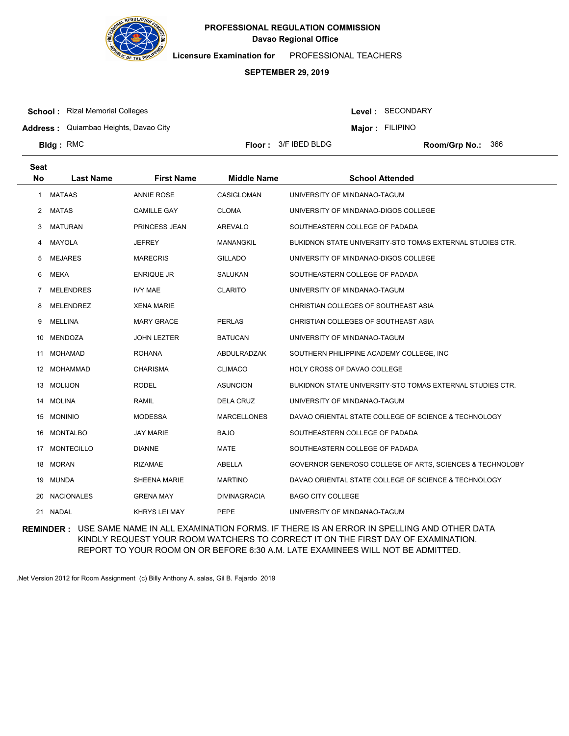**PROFESSIONAL REGULATION COMMISSION**
**Davao Regional Office**

**Licensure Examination for** PROFESSIONAL TEACHERS

**SEPTEMBER 29, 2019**

**School :** Rizal Memorial Colleges
**Address :** Quiambao Heights, Davao City
**Bldg :** RMC
**Floor :** 3/F IBED BLDG
**Level :** SECONDARY
**Major :** FILIPINO
**Room/Grp No.:** 366

| Seat No | Last Name | First Name | Middle Name | School Attended |
|---|---|---|---|---|
| 1 | MATAAS | ANNIE ROSE | CASIGLOMAN | UNIVERSITY OF MINDANAO-TAGUM |
| 2 | MATAS | CAMILLE GAY | CLOMA | UNIVERSITY OF MINDANAO-DIGOS COLLEGE |
| 3 | MATURAN | PRINCESS JEAN | AREVALO | SOUTHEASTERN COLLEGE OF PADADA |
| 4 | MAYOLA | JEFREY | MANANGKIL | BUKIDNON STATE UNIVERSITY-STO TOMAS EXTERNAL STUDIES CTR. |
| 5 | MEJARES | MARECRIS | GILLADO | UNIVERSITY OF MINDANAO-DIGOS COLLEGE |
| 6 | MEKA | ENRIQUE JR | SALUKAN | SOUTHEASTERN COLLEGE OF PADADA |
| 7 | MELENDRES | IVY MAE | CLARITO | UNIVERSITY OF MINDANAO-TAGUM |
| 8 | MELENDREZ | XENA MARIE | | CHRISTIAN COLLEGES OF SOUTHEAST ASIA |
| 9 | MELLINA | MARY GRACE | PERLAS | CHRISTIAN COLLEGES OF SOUTHEAST ASIA |
| 10 | MENDOZA | JOHN LEZTER | BATUCAN | UNIVERSITY OF MINDANAO-TAGUM |
| 11 | MOHAMAD | ROHANA | ABDULRADZAK | SOUTHERN PHILIPPINE ACADEMY COLLEGE, INC |
| 12 | MOHAMMAD | CHARISMA | CLIMACO | HOLY CROSS OF DAVAO COLLEGE |
| 13 | MOLIJON | RODEL | ASUNCION | BUKIDNON STATE UNIVERSITY-STO TOMAS EXTERNAL STUDIES CTR. |
| 14 | MOLINA | RAMIL | DELA CRUZ | UNIVERSITY OF MINDANAO-TAGUM |
| 15 | MONINIO | MODESSA | MARCELLONES | DAVAO ORIENTAL STATE COLLEGE OF SCIENCE & TECHNOLOGY |
| 16 | MONTALBO | JAY MARIE | BAJO | SOUTHEASTERN COLLEGE OF PADADA |
| 17 | MONTECILLO | DIANNE | MATE | SOUTHEASTERN COLLEGE OF PADADA |
| 18 | MORAN | RIZAMAE | ABELLA | GOVERNOR GENEROSO COLLEGE OF ARTS, SCIENCES & TECHNOLOBY |
| 19 | MUNDA | SHEENA MARIE | MARTINO | DAVAO ORIENTAL STATE COLLEGE OF SCIENCE & TECHNOLOGY |
| 20 | NACIONALES | GRENA MAY | DIVINAGRACIA | BAGO CITY COLLEGE |
| 21 | NADAL | KHRYS LEI MAY | PEPE | UNIVERSITY OF MINDANAO-TAGUM |

**REMINDER :** USE SAME NAME IN ALL EXAMINATION FORMS. IF THERE IS AN ERROR IN SPELLING AND OTHER DATA KINDLY REQUEST YOUR ROOM WATCHERS TO CORRECT IT ON THE FIRST DAY OF EXAMINATION. REPORT TO YOUR ROOM ON OR BEFORE 6:30 A.M. LATE EXAMINEES WILL NOT BE ADMITTED.

.Net Version 2012 for Room Assignment (c) Billy Anthony A. salas, Gil B. Fajardo 2019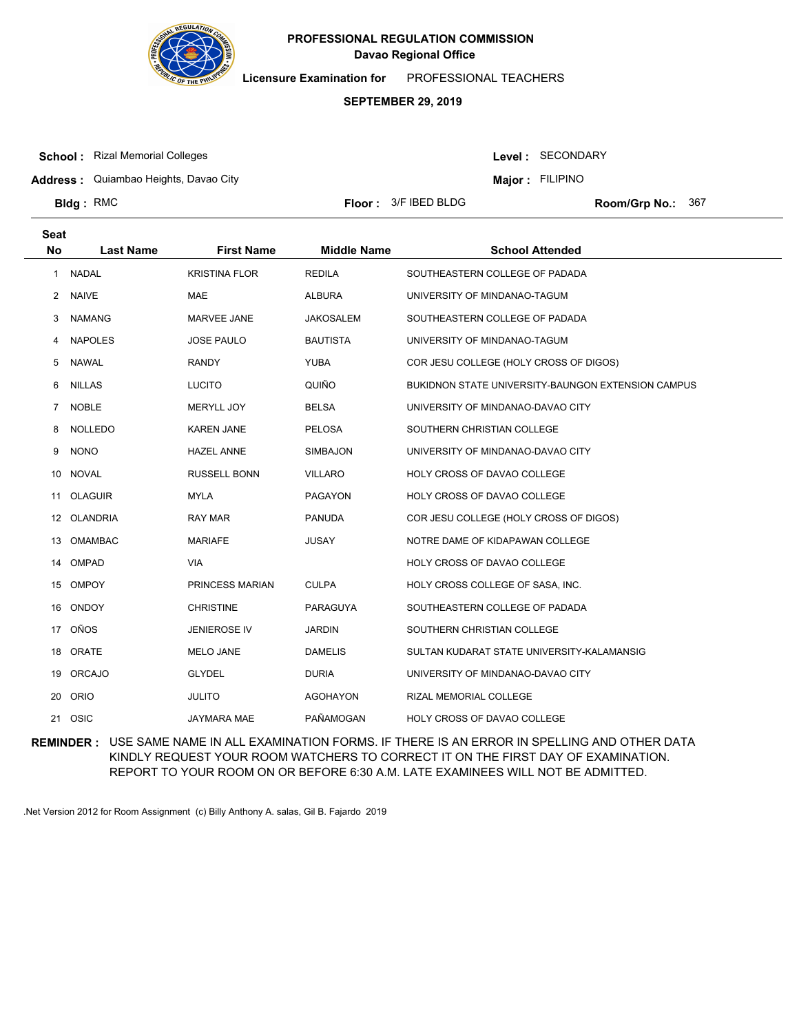**PROFESSIONAL REGULATION COMMISSION**
**Davao Regional Office**

**Licensure Examination for** PROFESSIONAL TEACHERS

**SEPTEMBER 29, 2019**

**School :** Rizal Memorial Colleges
**Address :** Quiambao Heights, Davao City
**Bldg :** RMC
**Floor :** 3/F IBED BLDG
**Level :** SECONDARY
**Major :** FILIPINO
**Room/Grp No.:** 367

| Seat No | Last Name | First Name | Middle Name | School Attended |
|---|---|---|---|---|
| 1 | NADAL | KRISTINA FLOR | REDILA | SOUTHEASTERN COLLEGE OF PADADA |
| 2 | NAIVE | MAE | ALBURA | UNIVERSITY OF MINDANAO-TAGUM |
| 3 | NAMANG | MARVEE JANE | JAKOSALEM | SOUTHEASTERN COLLEGE OF PADADA |
| 4 | NAPOLES | JOSE PAULO | BAUTISTA | UNIVERSITY OF MINDANAO-TAGUM |
| 5 | NAWAL | RANDY | YUBA | COR JESU COLLEGE (HOLY CROSS OF DIGOS) |
| 6 | NILLAS | LUCITO | QUIÑO | BUKIDNON STATE UNIVERSITY-BAUNGON EXTENSION CAMPUS |
| 7 | NOBLE | MERYLL JOY | BELSA | UNIVERSITY OF MINDANAO-DAVAO CITY |
| 8 | NOLLEDO | KAREN JANE | PELOSA | SOUTHERN CHRISTIAN COLLEGE |
| 9 | NONO | HAZEL ANNE | SIMBAJON | UNIVERSITY OF MINDANAO-DAVAO CITY |
| 10 | NOVAL | RUSSELL BONN | VILLARO | HOLY CROSS OF DAVAO COLLEGE |
| 11 | OLAGUIR | MYLA | PAGAYON | HOLY CROSS OF DAVAO COLLEGE |
| 12 | OLANDRIA | RAY MAR | PANUDA | COR JESU COLLEGE (HOLY CROSS OF DIGOS) |
| 13 | OMAMBAC | MARIAFE | JUSAY | NOTRE DAME OF KIDAPAWAN COLLEGE |
| 14 | OMPAD | VIA | | HOLY CROSS OF DAVAO COLLEGE |
| 15 | OMPOY | PRINCESS MARIAN | CULPA | HOLY CROSS COLLEGE OF SASA, INC. |
| 16 | ONDOY | CHRISTINE | PARAGUYA | SOUTHEASTERN COLLEGE OF PADADA |
| 17 | OÑOS | JENIEROSE IV | JARDIN | SOUTHERN CHRISTIAN COLLEGE |
| 18 | ORATE | MELO JANE | DAMELIS | SULTAN KUDARAT STATE UNIVERSITY-KALAMANSIG |
| 19 | ORCAJO | GLYDEL | DURIA | UNIVERSITY OF MINDANAO-DAVAO CITY |
| 20 | ORIO | JULITO | AGOHAYON | RIZAL MEMORIAL COLLEGE |
| 21 | OSIC | JAYMARA MAE | PAÑAMOGAN | HOLY CROSS OF DAVAO COLLEGE |

**REMINDER :** USE SAME NAME IN ALL EXAMINATION FORMS. IF THERE IS AN ERROR IN SPELLING AND OTHER DATA KINDLY REQUEST YOUR ROOM WATCHERS TO CORRECT IT ON THE FIRST DAY OF EXAMINATION. REPORT TO YOUR ROOM ON OR BEFORE 6:30 A.M. LATE EXAMINEES WILL NOT BE ADMITTED.

.Net Version 2012 for Room Assignment (c) Billy Anthony A. salas, Gil B. Fajardo 2019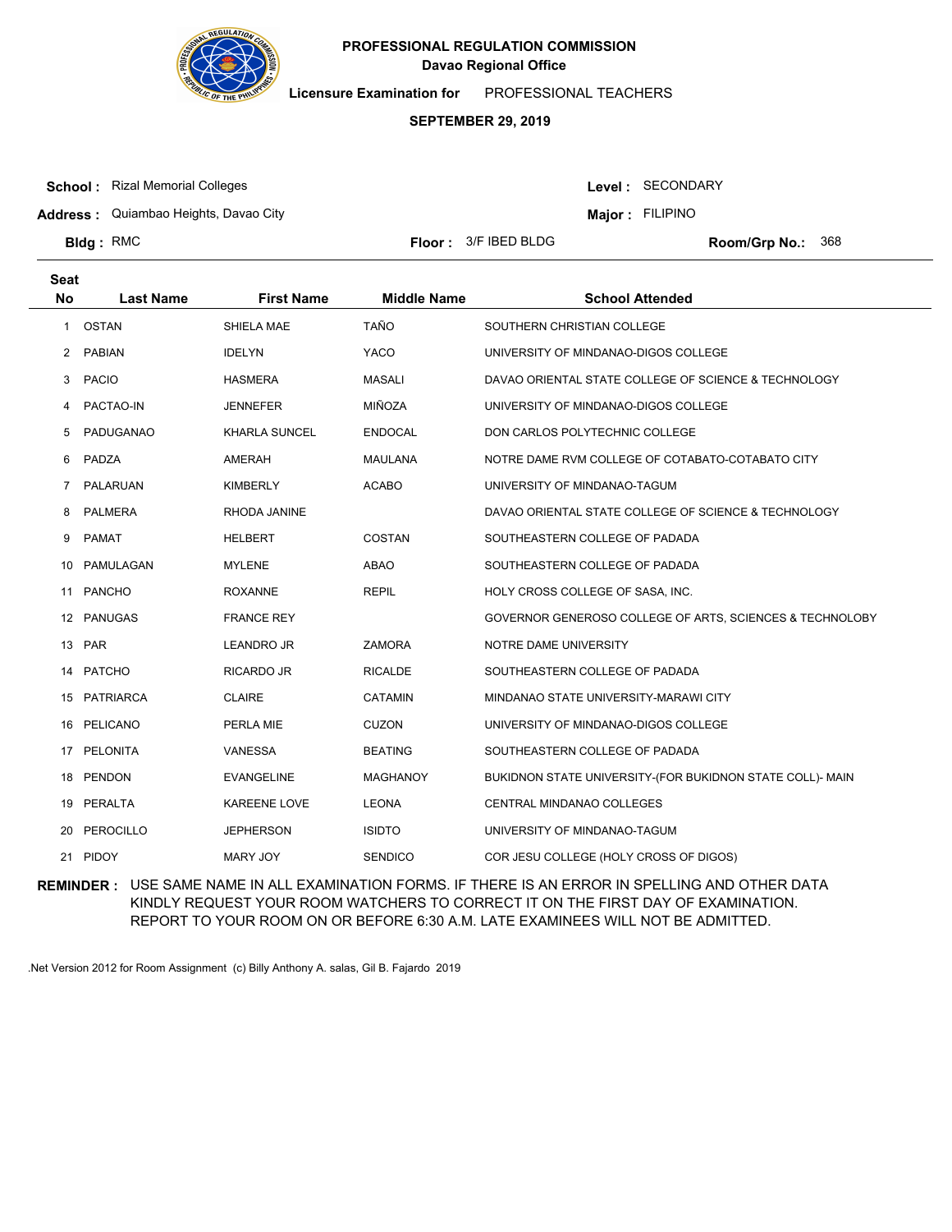**PROFESSIONAL REGULATION COMMISSION**
**Davao Regional Office**

**Licensure Examination for** PROFESSIONAL TEACHERS

**SEPTEMBER 29, 2019**

**School :** Rizal Memorial Colleges
**Address :** Quiambao Heights, Davao City
**Bldg :** RMC
**Floor :** 3/F IBED BLDG
**Level :** SECONDARY
**Major :** FILIPINO
**Room/Grp No.:** 368

| Seat No | Last Name | First Name | Middle Name | School Attended |
|---|---|---|---|---|
| 1 | OSTAN | SHIELA MAE | TAÑO | SOUTHERN CHRISTIAN COLLEGE |
| 2 | PABIAN | IDELYN | YACO | UNIVERSITY OF MINDANAO-DIGOS COLLEGE |
| 3 | PACIO | HASMERA | MASALI | DAVAO ORIENTAL STATE COLLEGE OF SCIENCE & TECHNOLOGY |
| 4 | PACTAO-IN | JENNEFER | MIÑOZA | UNIVERSITY OF MINDANAO-DIGOS COLLEGE |
| 5 | PADUGANAO | KHARLA SUNCEL | ENDOCAL | DON CARLOS POLYTECHNIC COLLEGE |
| 6 | PADZA | AMERAH | MAULANA | NOTRE DAME RVM COLLEGE OF COTABATO-COTABATO CITY |
| 7 | PALARUAN | KIMBERLY | ACABO | UNIVERSITY OF MINDANAO-TAGUM |
| 8 | PALMERA | RHODA JANINE | | DAVAO ORIENTAL STATE COLLEGE OF SCIENCE & TECHNOLOGY |
| 9 | PAMAT | HELBERT | COSTAN | SOUTHEASTERN COLLEGE OF PADADA |
| 10 | PAMULAGAN | MYLENE | ABAO | SOUTHEASTERN COLLEGE OF PADADA |
| 11 | PANCHO | ROXANNE | REPIL | HOLY CROSS COLLEGE OF SASA, INC. |
| 12 | PANUGAS | FRANCE REY | | GOVERNOR GENEROSO COLLEGE OF ARTS, SCIENCES & TECHNOLOBY |
| 13 | PAR | LEANDRO JR | ZAMORA | NOTRE DAME UNIVERSITY |
| 14 | PATCHO | RICARDO JR | RICALDE | SOUTHEASTERN COLLEGE OF PADADA |
| 15 | PATRIARCA | CLAIRE | CATAMIN | MINDANAO STATE UNIVERSITY-MARAWI CITY |
| 16 | PELICANO | PERLA MIE | CUZON | UNIVERSITY OF MINDANAO-DIGOS COLLEGE |
| 17 | PELONITA | VANESSA | BEATING | SOUTHEASTERN COLLEGE OF PADADA |
| 18 | PENDON | EVANGELINE | MAGHANOY | BUKIDNON STATE UNIVERSITY-(FOR BUKIDNON STATE COLL)- MAIN |
| 19 | PERALTA | KAREENE LOVE | LEONA | CENTRAL MINDANAO COLLEGES |
| 20 | PEROCILLO | JEPHERSON | ISIDTO | UNIVERSITY OF MINDANAO-TAGUM |
| 21 | PIDOY | MARY JOY | SENDICO | COR JESU COLLEGE (HOLY CROSS OF DIGOS) |

**REMINDER :** USE SAME NAME IN ALL EXAMINATION FORMS. IF THERE IS AN ERROR IN SPELLING AND OTHER DATA KINDLY REQUEST YOUR ROOM WATCHERS TO CORRECT IT ON THE FIRST DAY OF EXAMINATION. REPORT TO YOUR ROOM ON OR BEFORE 6:30 A.M. LATE EXAMINEES WILL NOT BE ADMITTED.

.Net Version 2012 for Room Assignment (c) Billy Anthony A. salas, Gil B. Fajardo 2019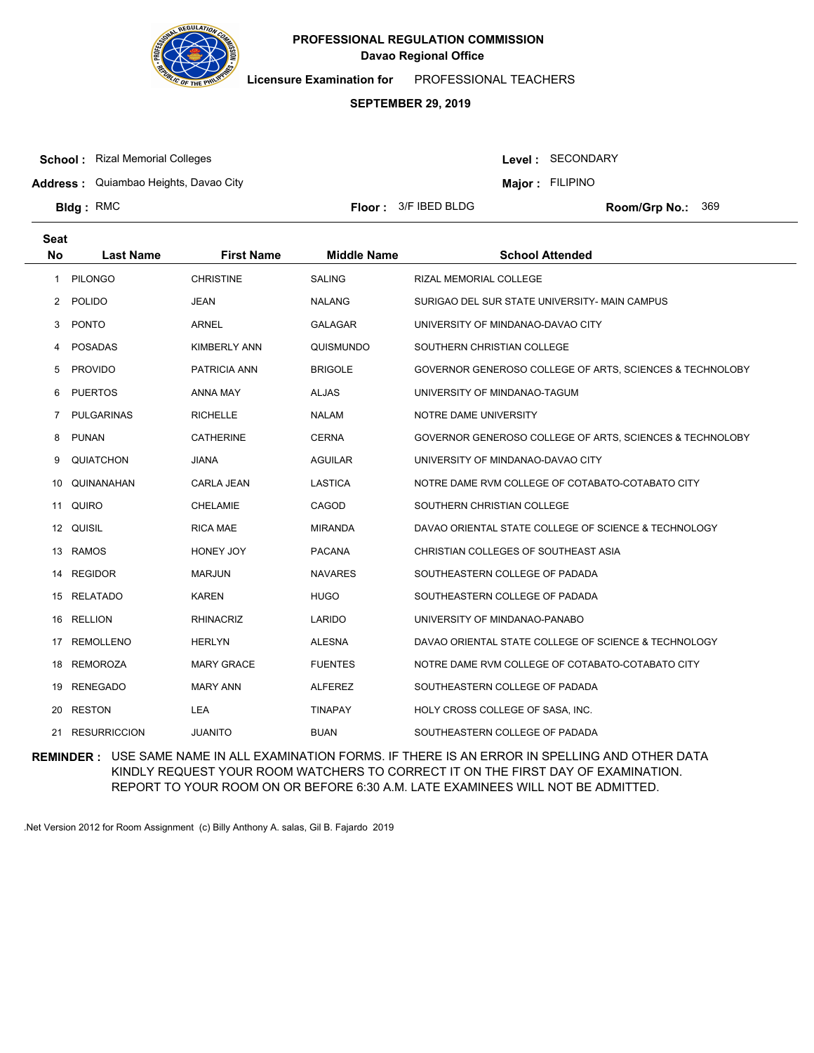**PROFESSIONAL REGULATION COMMISSION**
**Davao Regional Office**

**Licensure Examination for** PROFESSIONAL TEACHERS

**SEPTEMBER 29, 2019**

**School :** Rizal Memorial Colleges
**Address :** Quiambao Heights, Davao City
**Bldg :** RMC
**Floor :** 3/F IBED BLDG
**Level :** SECONDARY
**Major :** FILIPINO
**Room/Grp No.:** 369

| Seat No | Last Name | First Name | Middle Name | School Attended |
|---|---|---|---|---|
| 1 | PILONGO | CHRISTINE | SALING | RIZAL MEMORIAL COLLEGE |
| 2 | POLIDO | JEAN | NALANG | SURIGAO DEL SUR STATE UNIVERSITY- MAIN CAMPUS |
| 3 | PONTO | ARNEL | GALAGAR | UNIVERSITY OF MINDANAO-DAVAO CITY |
| 4 | POSADAS | KIMBERLY ANN | QUISMUNDO | SOUTHERN CHRISTIAN COLLEGE |
| 5 | PROVIDO | PATRICIA ANN | BRIGOLE | GOVERNOR GENEROSO COLLEGE OF ARTS, SCIENCES & TECHNOLOBY |
| 6 | PUERTOS | ANNA MAY | ALJAS | UNIVERSITY OF MINDANAO-TAGUM |
| 7 | PULGARINAS | RICHELLE | NALAM | NOTRE DAME UNIVERSITY |
| 8 | PUNAN | CATHERINE | CERNA | GOVERNOR GENEROSO COLLEGE OF ARTS, SCIENCES & TECHNOLOBY |
| 9 | QUIATCHON | JIANA | AGUILAR | UNIVERSITY OF MINDANAO-DAVAO CITY |
| 10 | QUINANAHAN | CARLA JEAN | LASTICA | NOTRE DAME RVM COLLEGE OF COTABATO-COTABATO CITY |
| 11 | QUIRO | CHELAMIE | CAGOD | SOUTHERN CHRISTIAN COLLEGE |
| 12 | QUISIL | RICA MAE | MIRANDA | DAVAO ORIENTAL STATE COLLEGE OF SCIENCE & TECHNOLOGY |
| 13 | RAMOS | HONEY JOY | PACANA | CHRISTIAN COLLEGES OF SOUTHEAST ASIA |
| 14 | REGIDOR | MARJUN | NAVARES | SOUTHEASTERN COLLEGE OF PADADA |
| 15 | RELATADO | KAREN | HUGO | SOUTHEASTERN COLLEGE OF PADADA |
| 16 | RELLION | RHINACRIZ | LARIDO | UNIVERSITY OF MINDANAO-PANABO |
| 17 | REMOLLENO | HERLYN | ALESNA | DAVAO ORIENTAL STATE COLLEGE OF SCIENCE & TECHNOLOGY |
| 18 | REMOROZA | MARY GRACE | FUENTES | NOTRE DAME RVM COLLEGE OF COTABATO-COTABATO CITY |
| 19 | RENEGADO | MARY ANN | ALFEREZ | SOUTHEASTERN COLLEGE OF PADADA |
| 20 | RESTON | LEA | TINAPAY | HOLY CROSS COLLEGE OF SASA, INC. |
| 21 | RESURRICCION | JUANITO | BUAN | SOUTHEASTERN COLLEGE OF PADADA |

**REMINDER :** USE SAME NAME IN ALL EXAMINATION FORMS. IF THERE IS AN ERROR IN SPELLING AND OTHER DATA KINDLY REQUEST YOUR ROOM WATCHERS TO CORRECT IT ON THE FIRST DAY OF EXAMINATION. REPORT TO YOUR ROOM ON OR BEFORE 6:30 A.M. LATE EXAMINEES WILL NOT BE ADMITTED.

.Net Version 2012 for Room Assignment (c) Billy Anthony A. salas, Gil B. Fajardo 2019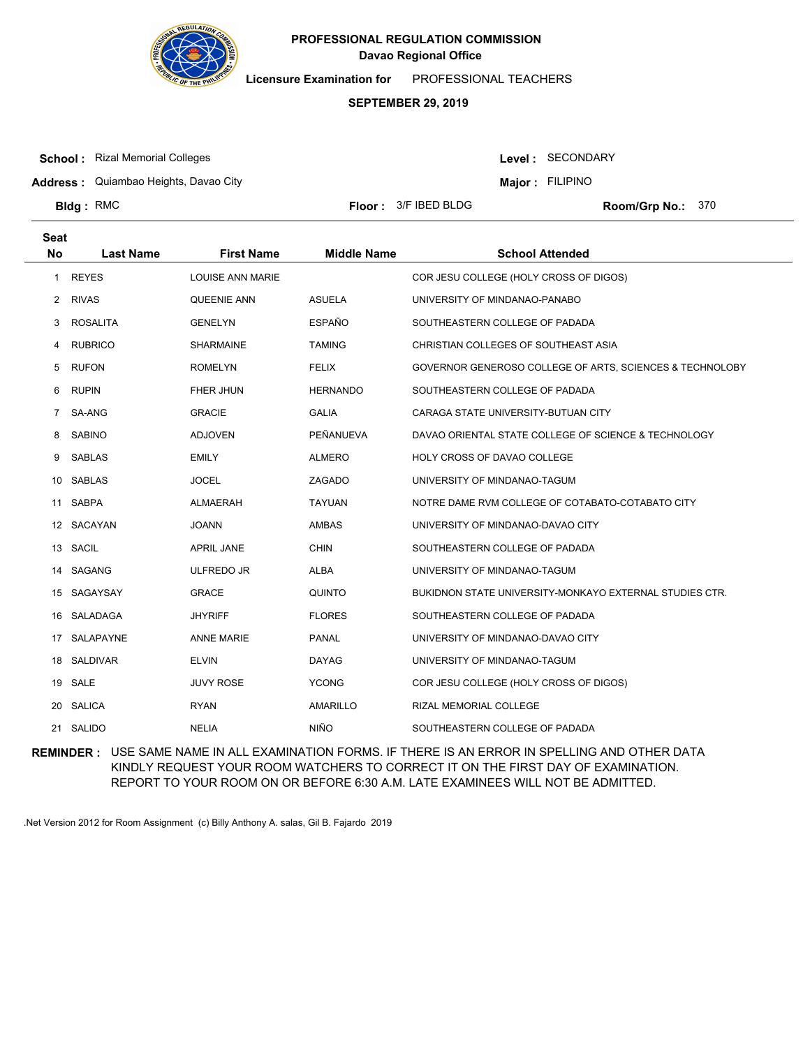**PROFESSIONAL REGULATION COMMISSION**
**Davao Regional Office**

**Licensure Examination for** PROFESSIONAL TEACHERS

**SEPTEMBER 29, 2019**

**School :** Rizal Memorial Colleges
**Address :** Quiambao Heights, Davao City
**Bldg :** RMC
**Floor :** 3/F IBED BLDG

**Level :** SECONDARY
**Major :** FILIPINO
**Room/Grp No.:** 370

| Seat No | Last Name | First Name | Middle Name | School Attended |
|---|---|---|---|---|
| 1 | REYES | LOUISE ANN MARIE | | COR JESU COLLEGE (HOLY CROSS OF DIGOS) |
| 2 | RIVAS | QUEENIE ANN | ASUELA | UNIVERSITY OF MINDANAO-PANABO |
| 3 | ROSALITA | GENELYN | ESPAÑO | SOUTHEASTERN COLLEGE OF PADADA |
| 4 | RUBRICO | SHARMAINE | TAMING | CHRISTIAN COLLEGES OF SOUTHEAST ASIA |
| 5 | RUFON | ROMELYN | FELIX | GOVERNOR GENEROSO COLLEGE OF ARTS, SCIENCES & TECHNOLOBY |
| 6 | RUPIN | FHER JHUN | HERNANDO | SOUTHEASTERN COLLEGE OF PADADA |
| 7 | SA-ANG | GRACIE | GALIA | CARAGA STATE UNIVERSITY-BUTUAN CITY |
| 8 | SABINO | ADJOVEN | PEÑANUEVA | DAVAO ORIENTAL STATE COLLEGE OF SCIENCE & TECHNOLOGY |
| 9 | SABLAS | EMILY | ALMERO | HOLY CROSS OF DAVAO COLLEGE |
| 10 | SABLAS | JOCEL | ZAGADO | UNIVERSITY OF MINDANAO-TAGUM |
| 11 | SABPA | ALMAERAH | TAYUAN | NOTRE DAME RVM COLLEGE OF COTABATO-COTABATO CITY |
| 12 | SACAYAN | JOANN | AMBAS | UNIVERSITY OF MINDANAO-DAVAO CITY |
| 13 | SACIL | APRIL JANE | CHIN | SOUTHEASTERN COLLEGE OF PADADA |
| 14 | SAGANG | ULFREDO JR | ALBA | UNIVERSITY OF MINDANAO-TAGUM |
| 15 | SAGAYSAY | GRACE | QUINTO | BUKIDNON STATE UNIVERSITY-MONKAYO EXTERNAL STUDIES CTR. |
| 16 | SALADAGA | JHYRIFF | FLORES | SOUTHEASTERN COLLEGE OF PADADA |
| 17 | SALAPAYNE | ANNE MARIE | PANAL | UNIVERSITY OF MINDANAO-DAVAO CITY |
| 18 | SALDIVAR | ELVIN | DAYAG | UNIVERSITY OF MINDANAO-TAGUM |
| 19 | SALE | JUVY ROSE | YCONG | COR JESU COLLEGE (HOLY CROSS OF DIGOS) |
| 20 | SALICA | RYAN | AMARILLO | RIZAL MEMORIAL COLLEGE |
| 21 | SALIDO | NELIA | NIÑO | SOUTHEASTERN COLLEGE OF PADADA |

**REMINDER :** USE SAME NAME IN ALL EXAMINATION FORMS. IF THERE IS AN ERROR IN SPELLING AND OTHER DATA KINDLY REQUEST YOUR ROOM WATCHERS TO CORRECT IT ON THE FIRST DAY OF EXAMINATION. REPORT TO YOUR ROOM ON OR BEFORE 6:30 A.M. LATE EXAMINEES WILL NOT BE ADMITTED.

.Net Version 2012 for Room Assignment (c) Billy Anthony A. salas, Gil B. Fajardo 2019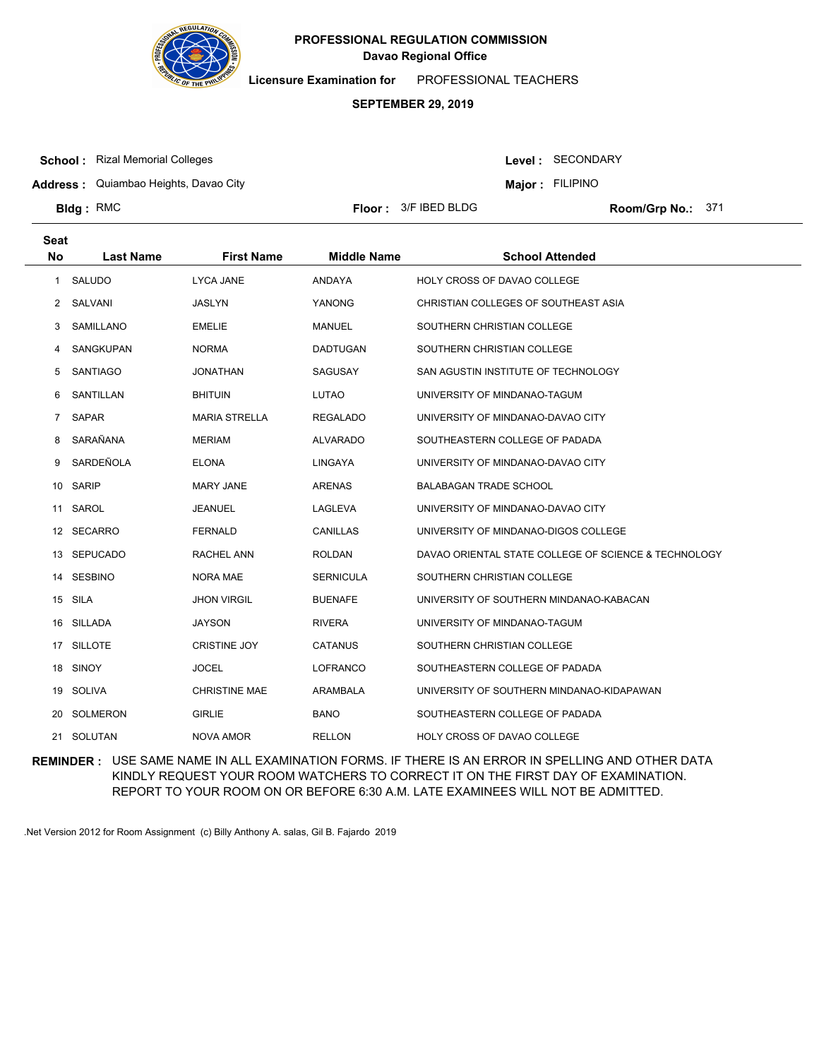**PROFESSIONAL REGULATION COMMISSION**
**Davao Regional Office**

**Licensure Examination for** PROFESSIONAL TEACHERS

**SEPTEMBER 29, 2019**

**School :** Rizal Memorial Colleges
**Address :** Quiambao Heights, Davao City
**Bldg :** RMC
**Floor :** 3/F IBED BLDG
**Level :** SECONDARY
**Major :** FILIPINO
**Room/Grp No.:** 371

| Seat No | Last Name | First Name | Middle Name | School Attended |
|---|---|---|---|---|
| 1 | SALUDO | LYCA JANE | ANDAYA | HOLY CROSS OF DAVAO COLLEGE |
| 2 | SALVANI | JASLYN | YANONG | CHRISTIAN COLLEGES OF SOUTHEAST ASIA |
| 3 | SAMILLANO | EMELIE | MANUEL | SOUTHERN CHRISTIAN COLLEGE |
| 4 | SANGKUPAN | NORMA | DADTUGAN | SOUTHERN CHRISTIAN COLLEGE |
| 5 | SANTIAGO | JONATHAN | SAGUSAY | SAN AGUSTIN INSTITUTE OF TECHNOLOGY |
| 6 | SANTILLAN | BHITUIN | LUTAO | UNIVERSITY OF MINDANAO-TAGUM |
| 7 | SAPAR | MARIA STRELLA | REGALADO | UNIVERSITY OF MINDANAO-DAVAO CITY |
| 8 | SARAÑANA | MERIAM | ALVARADO | SOUTHEASTERN COLLEGE OF PADADA |
| 9 | SARDEÑOLA | ELONA | LINGAYA | UNIVERSITY OF MINDANAO-DAVAO CITY |
| 10 | SARIP | MARY JANE | ARENAS | BALABAGAN TRADE SCHOOL |
| 11 | SAROL | JEANUEL | LAGLEVA | UNIVERSITY OF MINDANAO-DAVAO CITY |
| 12 | SECARRO | FERNALD | CANILLAS | UNIVERSITY OF MINDANAO-DIGOS COLLEGE |
| 13 | SEPUCADO | RACHEL ANN | ROLDAN | DAVAO ORIENTAL STATE COLLEGE OF SCIENCE & TECHNOLOGY |
| 14 | SESBINO | NORA MAE | SERNICULA | SOUTHERN CHRISTIAN COLLEGE |
| 15 | SILA | JHON VIRGIL | BUENAFE | UNIVERSITY OF SOUTHERN MINDANAO-KABACAN |
| 16 | SILLADA | JAYSON | RIVERA | UNIVERSITY OF MINDANAO-TAGUM |
| 17 | SILLOTE | CRISTINE JOY | CATANUS | SOUTHERN CHRISTIAN COLLEGE |
| 18 | SINOY | JOCEL | LOFRANCO | SOUTHEASTERN COLLEGE OF PADADA |
| 19 | SOLIVA | CHRISTINE MAE | ARAMBALA | UNIVERSITY OF SOUTHERN MINDANAO-KIDAPAWAN |
| 20 | SOLMERON | GIRLIE | BANO | SOUTHEASTERN COLLEGE OF PADADA |
| 21 | SOLUTAN | NOVA AMOR | RELLON | HOLY CROSS OF DAVAO COLLEGE |

**REMINDER :** USE SAME NAME IN ALL EXAMINATION FORMS. IF THERE IS AN ERROR IN SPELLING AND OTHER DATA KINDLY REQUEST YOUR ROOM WATCHERS TO CORRECT IT ON THE FIRST DAY OF EXAMINATION. REPORT TO YOUR ROOM ON OR BEFORE 6:30 A.M. LATE EXAMINEES WILL NOT BE ADMITTED.

.Net Version 2012 for Room Assignment (c) Billy Anthony A. salas, Gil B. Fajardo 2019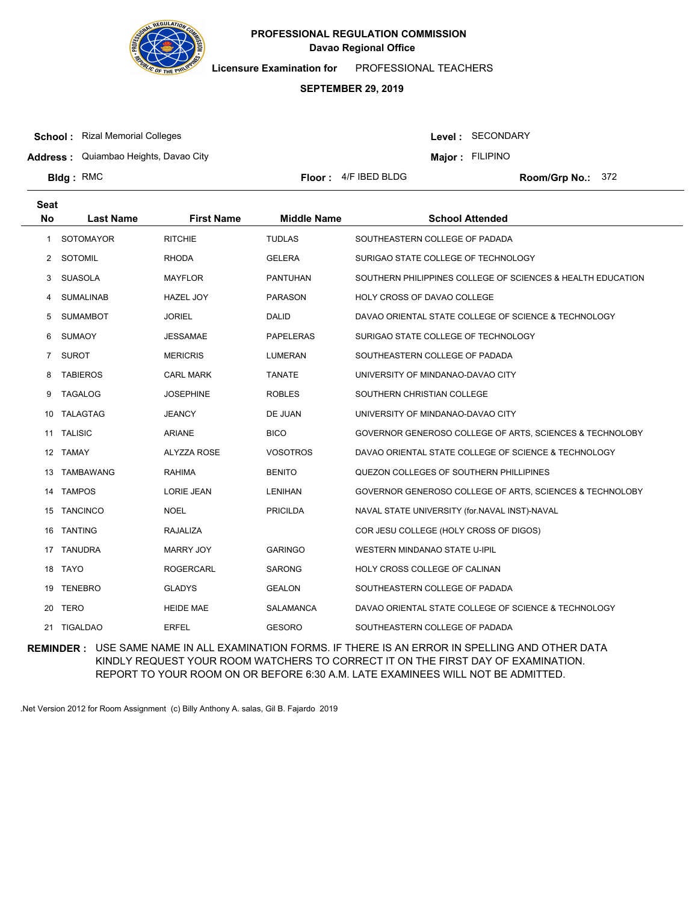**PROFESSIONAL REGULATION COMMISSION**
**Davao Regional Office**

**Licensure Examination for** PROFESSIONAL TEACHERS

**SEPTEMBER 29, 2019**

**School :** Rizal Memorial Colleges
**Address :** Quiambao Heights, Davao City
**Bldg :** RMC
**Floor :** 4/F IBED BLDG
**Level :** SECONDARY
**Major :** FILIPINO
**Room/Grp No.:** 372

| Seat No | Last Name | First Name | Middle Name | School Attended |
|---|---|---|---|---|
| 1 | SOTOMAYOR | RITCHIE | TUDLAS | SOUTHEASTERN COLLEGE OF PADADA |
| 2 | SOTOMIL | RHODA | GELERA | SURIGAO STATE COLLEGE OF TECHNOLOGY |
| 3 | SUASOLA | MAYFLOR | PANTUHAN | SOUTHERN PHILIPPINES COLLEGE OF SCIENCES & HEALTH EDUCATION |
| 4 | SUMALINAB | HAZEL JOY | PARASON | HOLY CROSS OF DAVAO COLLEGE |
| 5 | SUMAMBOT | JORIEL | DALID | DAVAO ORIENTAL STATE COLLEGE OF SCIENCE & TECHNOLOGY |
| 6 | SUMAOY | JESSAMAE | PAPELERAS | SURIGAO STATE COLLEGE OF TECHNOLOGY |
| 7 | SUROT | MERICRIS | LUMERAN | SOUTHEASTERN COLLEGE OF PADADA |
| 8 | TABIEROS | CARL MARK | TANATE | UNIVERSITY OF MINDANAO-DAVAO CITY |
| 9 | TAGALOG | JOSEPHINE | ROBLES | SOUTHERN CHRISTIAN COLLEGE |
| 10 | TALAGTAG | JEANCY | DE JUAN | UNIVERSITY OF MINDANAO-DAVAO CITY |
| 11 | TALISIC | ARIANE | BICO | GOVERNOR GENEROSO COLLEGE OF ARTS, SCIENCES & TECHNOLOBY |
| 12 | TAMAY | ALYZZA ROSE | VOSOTROS | DAVAO ORIENTAL STATE COLLEGE OF SCIENCE & TECHNOLOGY |
| 13 | TAMBAWANG | RAHIMA | BENITO | QUEZON COLLEGES OF SOUTHERN PHILLIPINES |
| 14 | TAMPOS | LORIE JEAN | LENIHAN | GOVERNOR GENEROSO COLLEGE OF ARTS, SCIENCES & TECHNOLOBY |
| 15 | TANCINCO | NOEL | PRICILDA | NAVAL STATE UNIVERSITY (for.NAVAL INST)-NAVAL |
| 16 | TANTING | RAJALIZA | | COR JESU COLLEGE (HOLY CROSS OF DIGOS) |
| 17 | TANUDRA | MARRY JOY | GARINGO | WESTERN MINDANAO STATE U-IPIL |
| 18 | TAYO | ROGERCARL | SARONG | HOLY CROSS COLLEGE OF CALINAN |
| 19 | TENEBRO | GLADYS | GEALON | SOUTHEASTERN COLLEGE OF PADADA |
| 20 | TERO | HEIDE MAE | SALAMANCA | DAVAO ORIENTAL STATE COLLEGE OF SCIENCE & TECHNOLOGY |
| 21 | TIGALDAO | ERFEL | GESORO | SOUTHEASTERN COLLEGE OF PADADA |

**REMINDER :** USE SAME NAME IN ALL EXAMINATION FORMS. IF THERE IS AN ERROR IN SPELLING AND OTHER DATA KINDLY REQUEST YOUR ROOM WATCHERS TO CORRECT IT ON THE FIRST DAY OF EXAMINATION. REPORT TO YOUR ROOM ON OR BEFORE 6:30 A.M. LATE EXAMINEES WILL NOT BE ADMITTED.

.Net Version 2012 for Room Assignment (c) Billy Anthony A. salas, Gil B. Fajardo 2019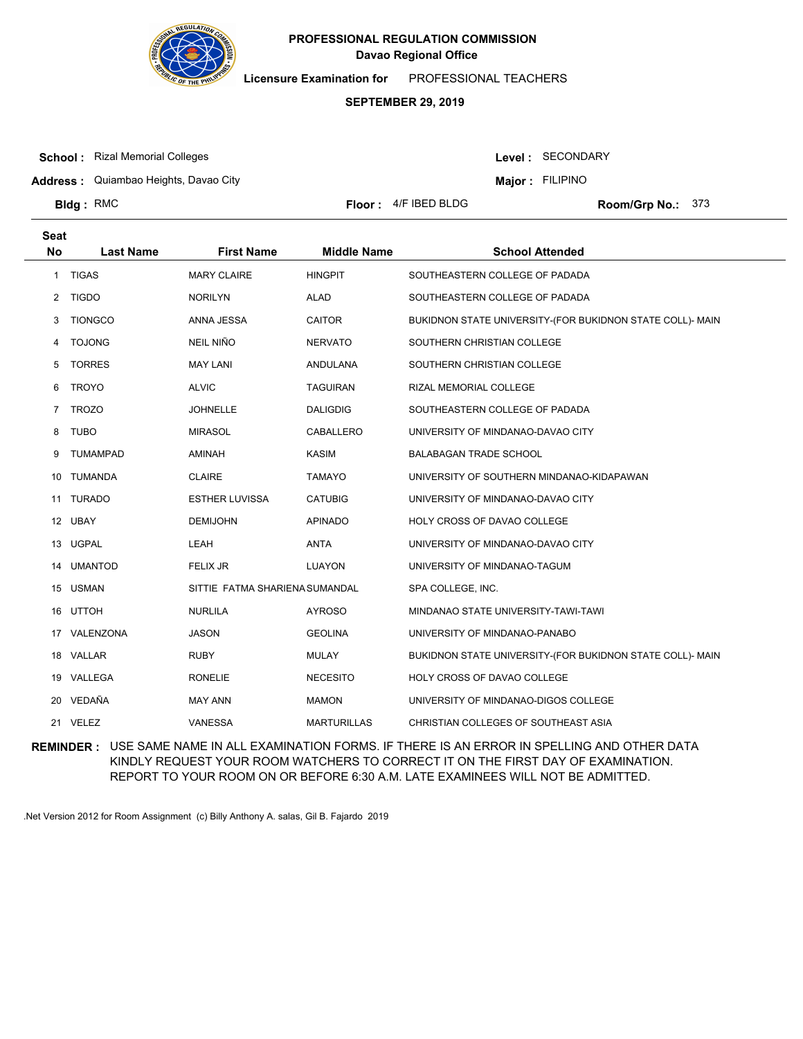**PROFESSIONAL REGULATION COMMISSION**
**Davao Regional Office**

**Licensure Examination for** PROFESSIONAL TEACHERS

**SEPTEMBER 29, 2019**

**School :** Rizal Memorial Colleges
**Address :** Quiambao Heights, Davao City
**Bldg :** RMC
**Floor :** 4/F IBED BLDG
**Level :** SECONDARY
**Major :** FILIPINO
**Room/Grp No.:** 373

| Seat No | Last Name | First Name | Middle Name | School Attended |
|---|---|---|---|---|
| 1 | TIGAS | MARY CLAIRE | HINGPIT | SOUTHEASTERN COLLEGE OF PADADA |
| 2 | TIGDO | NORILYN | ALAD | SOUTHEASTERN COLLEGE OF PADADA |
| 3 | TIONGCO | ANNA JESSA | CAITOR | BUKIDNON STATE UNIVERSITY-(FOR BUKIDNON STATE COLL)- MAIN |
| 4 | TOJONG | NEIL NIÑO | NERVATO | SOUTHERN CHRISTIAN COLLEGE |
| 5 | TORRES | MAY LANI | ANDULANA | SOUTHERN CHRISTIAN COLLEGE |
| 6 | TROYO | ALVIC | TAGUIRAN | RIZAL MEMORIAL COLLEGE |
| 7 | TROZO | JOHNELLE | DALIGDIG | SOUTHEASTERN COLLEGE OF PADADA |
| 8 | TUBO | MIRASOL | CABALLERO | UNIVERSITY OF MINDANAO-DAVAO CITY |
| 9 | TUMAMPAD | AMINAH | KASIM | BALABAGAN TRADE SCHOOL |
| 10 | TUMANDA | CLAIRE | TAMAYO | UNIVERSITY OF SOUTHERN MINDANAO-KIDAPAWAN |
| 11 | TURADO | ESTHER LUVISSA | CATUBIG | UNIVERSITY OF MINDANAO-DAVAO CITY |
| 12 | UBAY | DEMIJOHN | APINADO | HOLY CROSS OF DAVAO COLLEGE |
| 13 | UGPAL | LEAH | ANTA | UNIVERSITY OF MINDANAO-DAVAO CITY |
| 14 | UMANTOD | FELIX JR | LUAYON | UNIVERSITY OF MINDANAO-TAGUM |
| 15 | USMAN | SITTIE FATMA SHARIENA | SUMANDAL | SPA COLLEGE, INC. |
| 16 | UTTOH | NURLILA | AYROSO | MINDANAO STATE UNIVERSITY-TAWI-TAWI |
| 17 | VALENZONA | JASON | GEOLINA | UNIVERSITY OF MINDANAO-PANABO |
| 18 | VALLAR | RUBY | MULAY | BUKIDNON STATE UNIVERSITY-(FOR BUKIDNON STATE COLL)- MAIN |
| 19 | VALLEGA | RONELIE | NECESITO | HOLY CROSS OF DAVAO COLLEGE |
| 20 | VEDAÑA | MAY ANN | MAMON | UNIVERSITY OF MINDANAO-DIGOS COLLEGE |
| 21 | VELEZ | VANESSA | MARTURILLAS | CHRISTIAN COLLEGES OF SOUTHEAST ASIA |

**REMINDER :** USE SAME NAME IN ALL EXAMINATION FORMS. IF THERE IS AN ERROR IN SPELLING AND OTHER DATA KINDLY REQUEST YOUR ROOM WATCHERS TO CORRECT IT ON THE FIRST DAY OF EXAMINATION. REPORT TO YOUR ROOM ON OR BEFORE 6:30 A.M. LATE EXAMINEES WILL NOT BE ADMITTED.

.Net Version 2012 for Room Assignment (c) Billy Anthony A. salas, Gil B. Fajardo 2019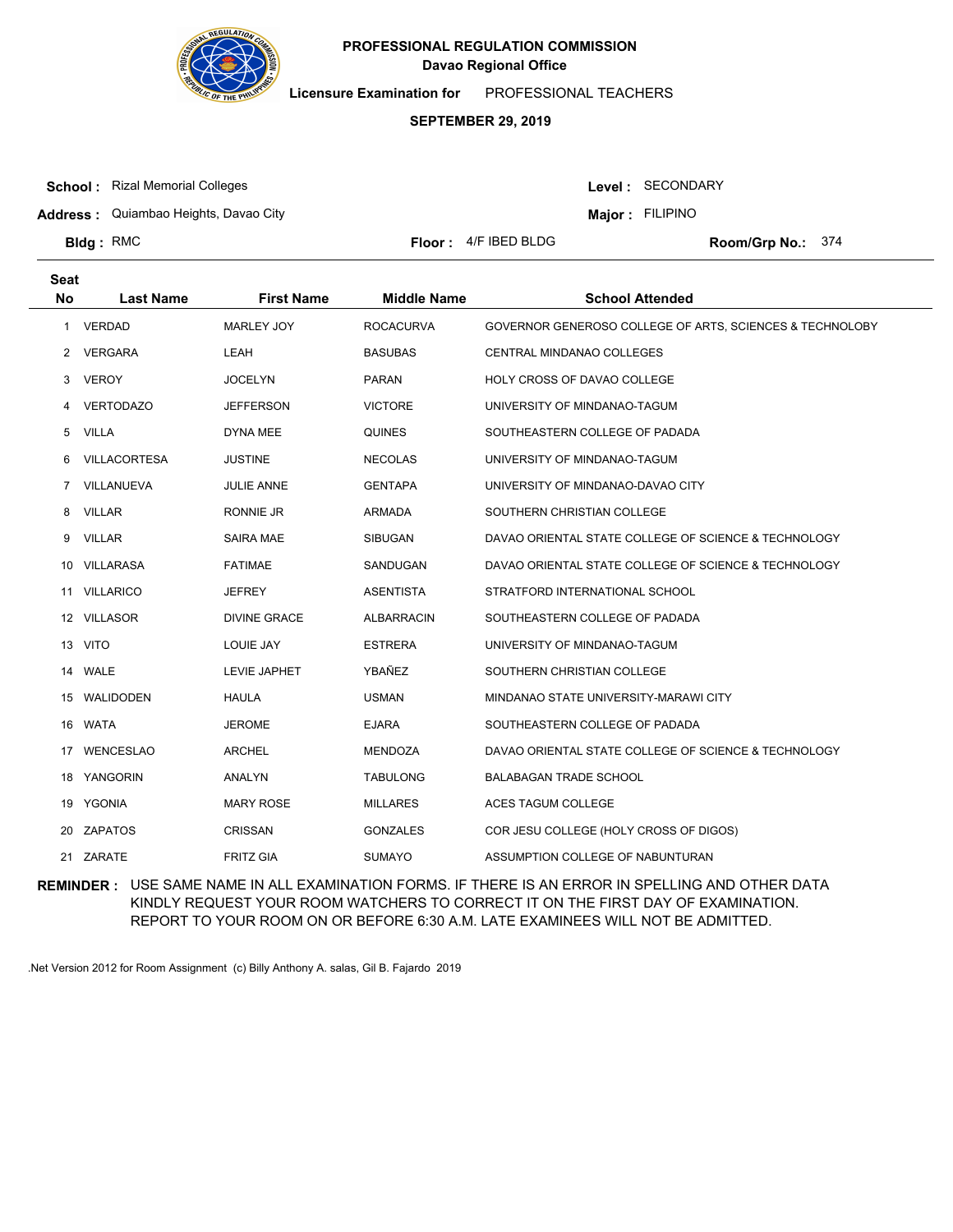**PROFESSIONAL REGULATION COMMISSION**
**Davao Regional Office**

**Licensure Examination for** PROFESSIONAL TEACHERS

**SEPTEMBER 29, 2019**

**School :** Rizal Memorial Colleges
**Address :** Quiambao Heights, Davao City
**Bldg :** RMC
**Floor :** 4/F IBED BLDG
**Level :** SECONDARY
**Major :** FILIPINO
**Room/Grp No.:** 374

| Seat No | Last Name | First Name | Middle Name | School Attended |
|---|---|---|---|---|
| 1 | VERDAD | MARLEY JOY | ROCACURVA | GOVERNOR GENEROSO COLLEGE OF ARTS, SCIENCES & TECHNOLOBY |
| 2 | VERGARA | LEAH | BASUBAS | CENTRAL MINDANAO COLLEGES |
| 3 | VEROY | JOCELYN | PARAN | HOLY CROSS OF DAVAO COLLEGE |
| 4 | VERTODAZO | JEFFERSON | VICTORE | UNIVERSITY OF MINDANAO-TAGUM |
| 5 | VILLA | DYNA MEE | QUINES | SOUTHEASTERN COLLEGE OF PADADA |
| 6 | VILLACORTESA | JUSTINE | NECOLAS | UNIVERSITY OF MINDANAO-TAGUM |
| 7 | VILLANUEVA | JULIE ANNE | GENTAPA | UNIVERSITY OF MINDANAO-DAVAO CITY |
| 8 | VILLAR | RONNIE JR | ARMADA | SOUTHERN CHRISTIAN COLLEGE |
| 9 | VILLAR | SAIRA MAE | SIBUGAN | DAVAO ORIENTAL STATE COLLEGE OF SCIENCE & TECHNOLOGY |
| 10 | VILLARASA | FATIMAE | SANDUGAN | DAVAO ORIENTAL STATE COLLEGE OF SCIENCE & TECHNOLOGY |
| 11 | VILLARICO | JEFREY | ASENTISTA | STRATFORD INTERNATIONAL SCHOOL |
| 12 | VILLASOR | DIVINE GRACE | ALBARRACIN | SOUTHEASTERN COLLEGE OF PADADA |
| 13 | VITO | LOUIE JAY | ESTRERA | UNIVERSITY OF MINDANAO-TAGUM |
| 14 | WALE | LEVIE JAPHET | YBAÑEZ | SOUTHERN CHRISTIAN COLLEGE |
| 15 | WALIDODEN | HAULA | USMAN | MINDANAO STATE UNIVERSITY-MARAWI CITY |
| 16 | WATA | JEROME | EJARA | SOUTHEASTERN COLLEGE OF PADADA |
| 17 | WENCESLAO | ARCHEL | MENDOZA | DAVAO ORIENTAL STATE COLLEGE OF SCIENCE & TECHNOLOGY |
| 18 | YANGORIN | ANALYN | TABULONG | BALABAGAN TRADE SCHOOL |
| 19 | YGONIA | MARY ROSE | MILLARES | ACES TAGUM COLLEGE |
| 20 | ZAPATOS | CRISSAN | GONZALES | COR JESU COLLEGE (HOLY CROSS OF DIGOS) |
| 21 | ZARATE | FRITZ GIA | SUMAYO | ASSUMPTION COLLEGE OF NABUNTURAN |

**REMINDER :** USE SAME NAME IN ALL EXAMINATION FORMS. IF THERE IS AN ERROR IN SPELLING AND OTHER DATA KINDLY REQUEST YOUR ROOM WATCHERS TO CORRECT IT ON THE FIRST DAY OF EXAMINATION. REPORT TO YOUR ROOM ON OR BEFORE 6:30 A.M. LATE EXAMINEES WILL NOT BE ADMITTED.

.Net Version 2012 for Room Assignment (c) Billy Anthony A. salas, Gil B. Fajardo 2019